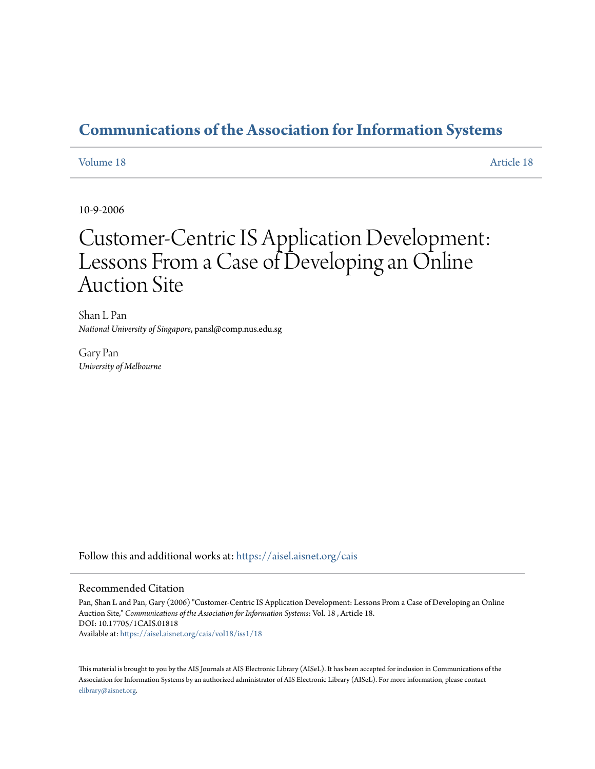# Communications of the Association for Information Systems

Volume 18 Article 18

10-9-2006

# Customer-Centric IS Application Development: Lessons From a Case of Developing an Online Auction Site

Shan L Pan
*National University of Singapore*, pansl@comp.nus.edu.sg

Gary Pan
*University of Melbourne*

Follow this and additional works at: https://aisel.aisnet.org/cais

## Recommended Citation

Pan, Shan L and Pan, Gary (2006) "Customer-Centric IS Application Development: Lessons From a Case of Developing an Online Auction Site," *Communications of the Association for Information Systems*: Vol. 18 , Article 18.
DOI: 10.17705/1CAIS.01818
Available at: https://aisel.aisnet.org/cais/vol18/iss1/18

This material is brought to you by the AIS Journals at AIS Electronic Library (AISeL). It has been accepted for inclusion in Communications of the Association for Information Systems by an authorized administrator of AIS Electronic Library (AISeL). For more information, please contact elibrary@aisnet.org.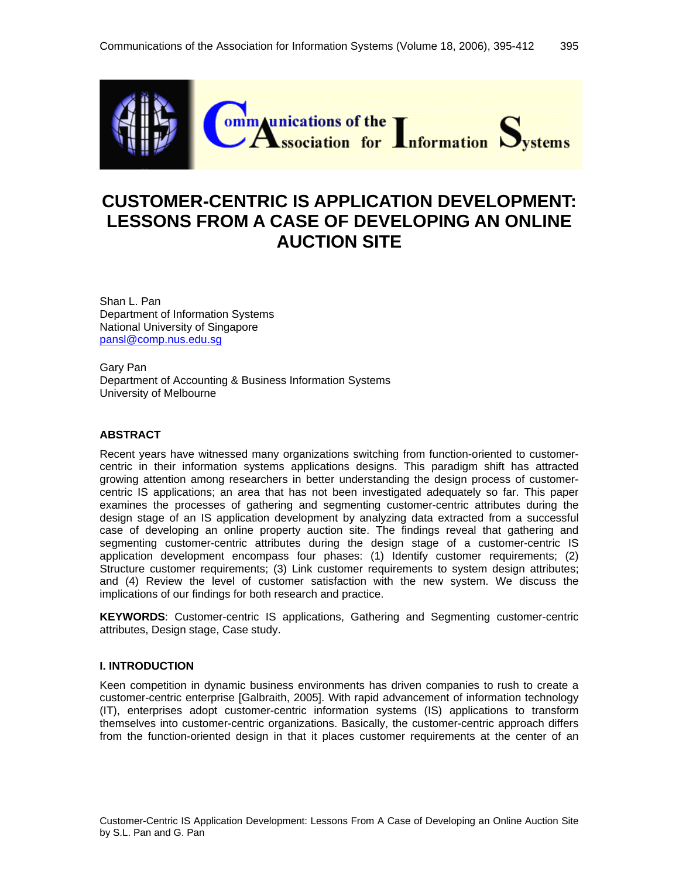# CUSTOMER-CENTRIC IS APPLICATION DEVELOPMENT: LESSONS FROM A CASE OF DEVELOPING AN ONLINE AUCTION SITE

Shan L. Pan
Department of Information Systems
National University of Singapore
pansl@comp.nus.edu.sg

Gary Pan
Department of Accounting & Business Information Systems
University of Melbourne

### ABSTRACT

Recent years have witnessed many organizations switching from function-oriented to customer-centric in their information systems applications designs. This paradigm shift has attracted growing attention among researchers in better understanding the design process of customer-centric IS applications; an area that has not been investigated adequately so far. This paper examines the processes of gathering and segmenting customer-centric attributes during the design stage of an IS application development by analyzing data extracted from a successful case of developing an online property auction site. The findings reveal that gathering and segmenting customer-centric attributes during the design stage of a customer-centric IS application development encompass four phases: (1) Identify customer requirements; (2) Structure customer requirements; (3) Link customer requirements to system design attributes; and (4) Review the level of customer satisfaction with the new system. We discuss the implications of our findings for both research and practice.

**KEYWORDS**: Customer-centric IS applications, Gathering and Segmenting customer-centric attributes, Design stage, Case study.

### I. INTRODUCTION

Keen competition in dynamic business environments has driven companies to rush to create a customer-centric enterprise [Galbraith, 2005]. With rapid advancement of information technology (IT), enterprises adopt customer-centric information systems (IS) applications to transform themselves into customer-centric organizations. Basically, the customer-centric approach differs from the function-oriented design in that it places customer requirements at the center of an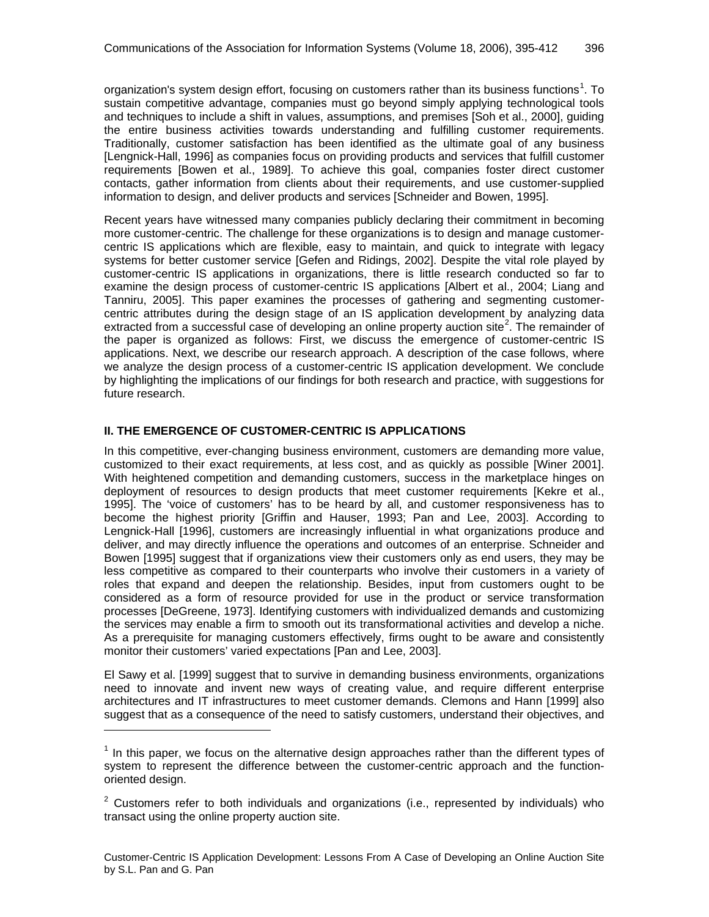organization's system design effort, focusing on customers rather than its business functions[1]. To sustain competitive advantage, companies must go beyond simply applying technological tools and techniques to include a shift in values, assumptions, and premises [Soh et al., 2000], guiding the entire business activities towards understanding and fulfilling customer requirements. Traditionally, customer satisfaction has been identified as the ultimate goal of any business [Lengnick-Hall, 1996] as companies focus on providing products and services that fulfill customer requirements [Bowen et al., 1989]. To achieve this goal, companies foster direct customer contacts, gather information from clients about their requirements, and use customer-supplied information to design, and deliver products and services [Schneider and Bowen, 1995].

Recent years have witnessed many companies publicly declaring their commitment in becoming more customer-centric. The challenge for these organizations is to design and manage customer-centric IS applications which are flexible, easy to maintain, and quick to integrate with legacy systems for better customer service [Gefen and Ridings, 2002]. Despite the vital role played by customer-centric IS applications in organizations, there is little research conducted so far to examine the design process of customer-centric IS applications [Albert et al., 2004; Liang and Tanniru, 2005]. This paper examines the processes of gathering and segmenting customer-centric attributes during the design stage of an IS application development by analyzing data extracted from a successful case of developing an online property auction site[2]. The remainder of the paper is organized as follows: First, we discuss the emergence of customer-centric IS applications. Next, we describe our research approach. A description of the case follows, where we analyze the design process of a customer-centric IS application development. We conclude by highlighting the implications of our findings for both research and practice, with suggestions for future research.

## II. THE EMERGENCE OF CUSTOMER-CENTRIC IS APPLICATIONS

In this competitive, ever-changing business environment, customers are demanding more value, customized to their exact requirements, at less cost, and as quickly as possible [Winer 2001]. With heightened competition and demanding customers, success in the marketplace hinges on deployment of resources to design products that meet customer requirements [Kekre et al., 1995]. The 'voice of customers' has to be heard by all, and customer responsiveness has to become the highest priority [Griffin and Hauser, 1993; Pan and Lee, 2003]. According to Lengnick-Hall [1996], customers are increasingly influential in what organizations produce and deliver, and may directly influence the operations and outcomes of an enterprise. Schneider and Bowen [1995] suggest that if organizations view their customers only as end users, they may be less competitive as compared to their counterparts who involve their customers in a variety of roles that expand and deepen the relationship. Besides, input from customers ought to be considered as a form of resource provided for use in the product or service transformation processes [DeGreene, 1973]. Identifying customers with individualized demands and customizing the services may enable a firm to smooth out its transformational activities and develop a niche. As a prerequisite for managing customers effectively, firms ought to be aware and consistently monitor their customers' varied expectations [Pan and Lee, 2003].

El Sawy et al. [1999] suggest that to survive in demanding business environments, organizations need to innovate and invent new ways of creating value, and require different enterprise architectures and IT infrastructures to meet customer demands. Clemons and Hann [1999] also suggest that as a consequence of the need to satisfy customers, understand their objectives, and

---

[1] In this paper, we focus on the alternative design approaches rather than the different types of system to represent the difference between the customer-centric approach and the function-oriented design.

[2] Customers refer to both individuals and organizations (i.e., represented by individuals) who transact using the online property auction site.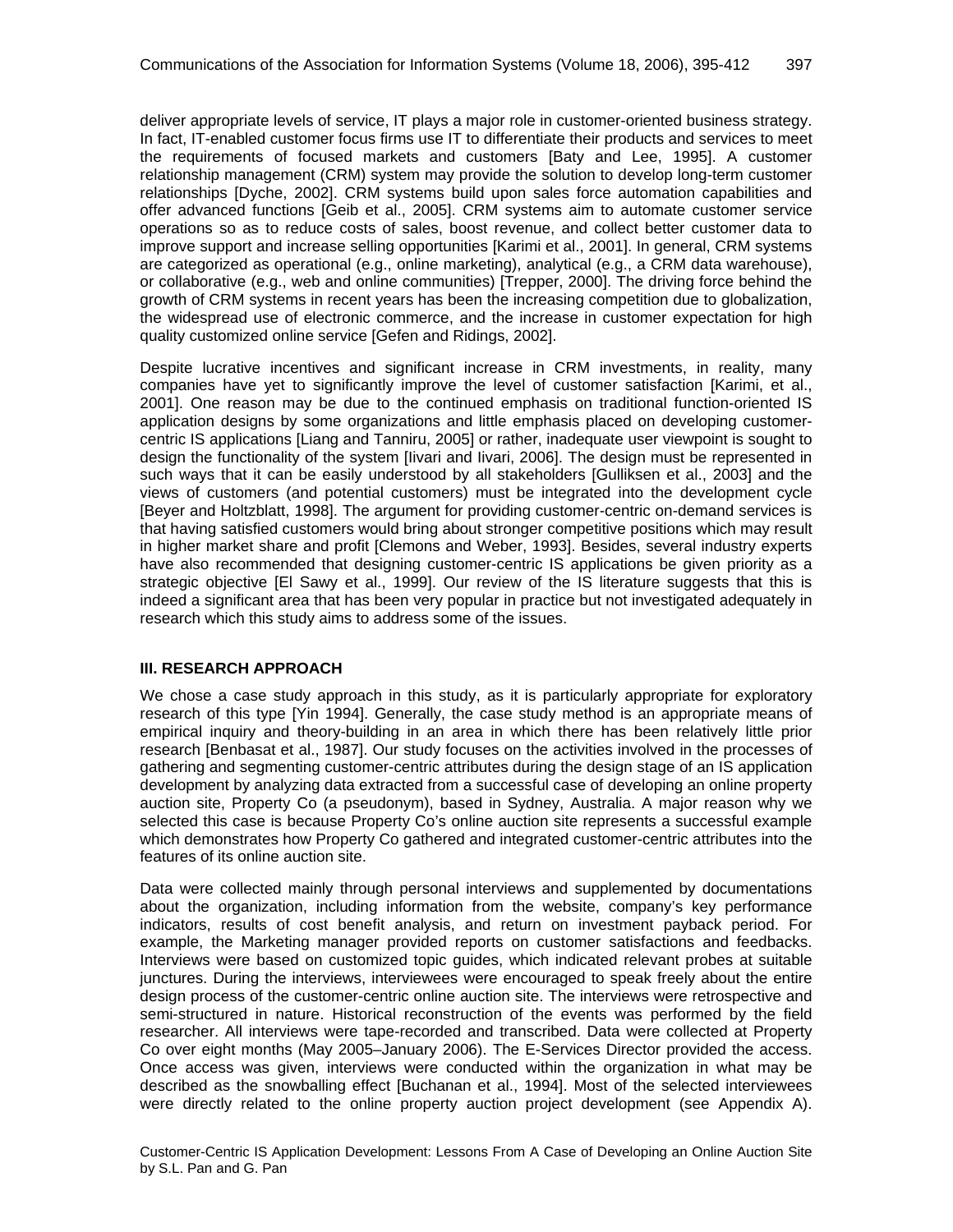deliver appropriate levels of service, IT plays a major role in customer-oriented business strategy. In fact, IT-enabled customer focus firms use IT to differentiate their products and services to meet the requirements of focused markets and customers [Baty and Lee, 1995]. A customer relationship management (CRM) system may provide the solution to develop long-term customer relationships [Dyche, 2002]. CRM systems build upon sales force automation capabilities and offer advanced functions [Geib et al., 2005]. CRM systems aim to automate customer service operations so as to reduce costs of sales, boost revenue, and collect better customer data to improve support and increase selling opportunities [Karimi et al., 2001]. In general, CRM systems are categorized as operational (e.g., online marketing), analytical (e.g., a CRM data warehouse), or collaborative (e.g., web and online communities) [Trepper, 2000]. The driving force behind the growth of CRM systems in recent years has been the increasing competition due to globalization, the widespread use of electronic commerce, and the increase in customer expectation for high quality customized online service [Gefen and Ridings, 2002].

Despite lucrative incentives and significant increase in CRM investments, in reality, many companies have yet to significantly improve the level of customer satisfaction [Karimi, et al., 2001]. One reason may be due to the continued emphasis on traditional function-oriented IS application designs by some organizations and little emphasis placed on developing customer-centric IS applications [Liang and Tanniru, 2005] or rather, inadequate user viewpoint is sought to design the functionality of the system [Iivari and Iivari, 2006]. The design must be represented in such ways that it can be easily understood by all stakeholders [Gulliksen et al., 2003] and the views of customers (and potential customers) must be integrated into the development cycle [Beyer and Holtzblatt, 1998]. The argument for providing customer-centric on-demand services is that having satisfied customers would bring about stronger competitive positions which may result in higher market share and profit [Clemons and Weber, 1993]. Besides, several industry experts have also recommended that designing customer-centric IS applications be given priority as a strategic objective [El Sawy et al., 1999]. Our review of the IS literature suggests that this is indeed a significant area that has been very popular in practice but not investigated adequately in research which this study aims to address some of the issues.

## III. RESEARCH APPROACH

We chose a case study approach in this study, as it is particularly appropriate for exploratory research of this type [Yin 1994]. Generally, the case study method is an appropriate means of empirical inquiry and theory-building in an area in which there has been relatively little prior research [Benbasat et al., 1987]. Our study focuses on the activities involved in the processes of gathering and segmenting customer-centric attributes during the design stage of an IS application development by analyzing data extracted from a successful case of developing an online property auction site, Property Co (a pseudonym), based in Sydney, Australia. A major reason why we selected this case is because Property Co's online auction site represents a successful example which demonstrates how Property Co gathered and integrated customer-centric attributes into the features of its online auction site.

Data were collected mainly through personal interviews and supplemented by documentations about the organization, including information from the website, company's key performance indicators, results of cost benefit analysis, and return on investment payback period. For example, the Marketing manager provided reports on customer satisfactions and feedbacks. Interviews were based on customized topic guides, which indicated relevant probes at suitable junctures. During the interviews, interviewees were encouraged to speak freely about the entire design process of the customer-centric online auction site. The interviews were retrospective and semi-structured in nature. Historical reconstruction of the events was performed by the field researcher. All interviews were tape-recorded and transcribed. Data were collected at Property Co over eight months (May 2005–January 2006). The E-Services Director provided the access. Once access was given, interviews were conducted within the organization in what may be described as the snowballing effect [Buchanan et al., 1994]. Most of the selected interviewees were directly related to the online property auction project development (see Appendix A).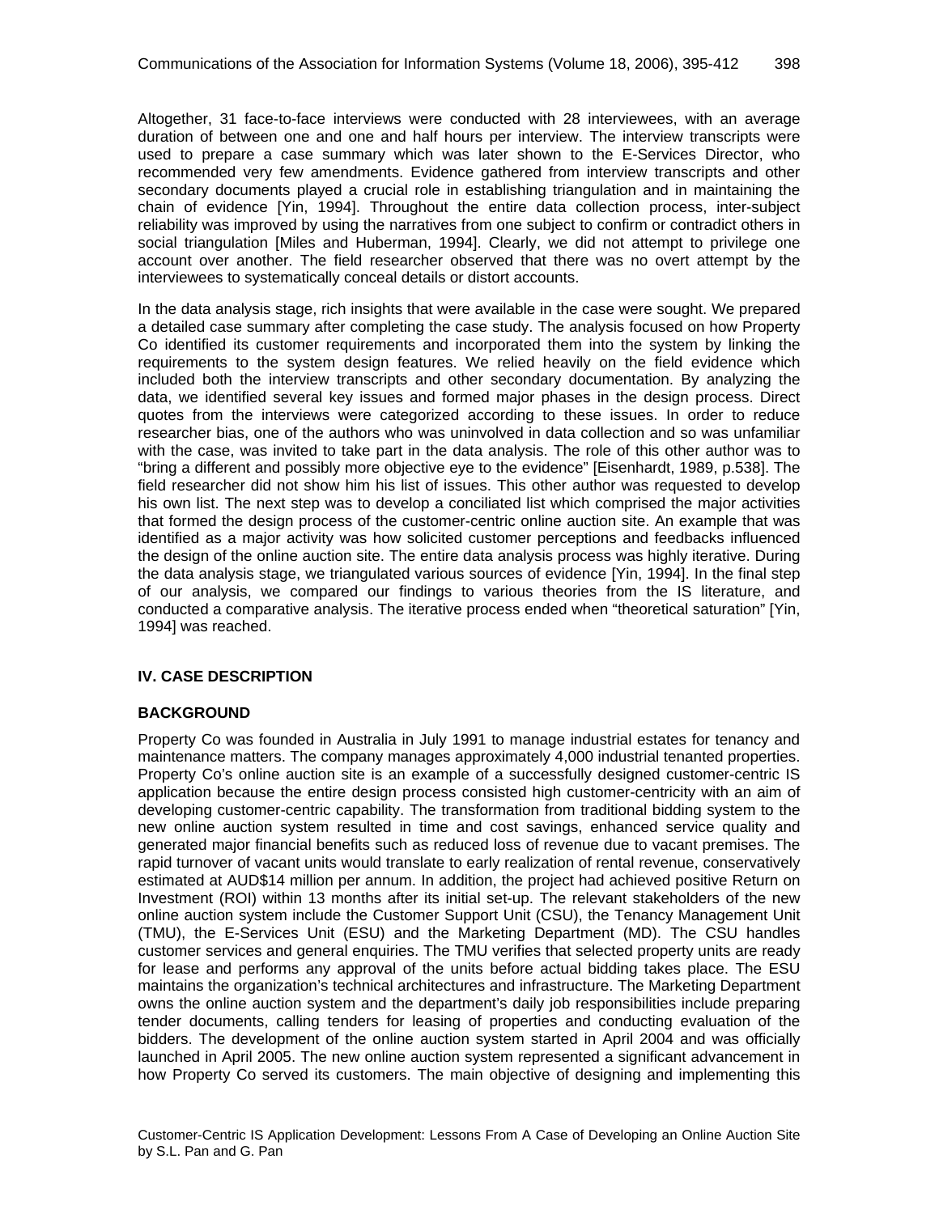Altogether, 31 face-to-face interviews were conducted with 28 interviewees, with an average duration of between one and one and half hours per interview. The interview transcripts were used to prepare a case summary which was later shown to the E-Services Director, who recommended very few amendments. Evidence gathered from interview transcripts and other secondary documents played a crucial role in establishing triangulation and in maintaining the chain of evidence [Yin, 1994]. Throughout the entire data collection process, inter-subject reliability was improved by using the narratives from one subject to confirm or contradict others in social triangulation [Miles and Huberman, 1994]. Clearly, we did not attempt to privilege one account over another. The field researcher observed that there was no overt attempt by the interviewees to systematically conceal details or distort accounts.

In the data analysis stage, rich insights that were available in the case were sought. We prepared a detailed case summary after completing the case study. The analysis focused on how Property Co identified its customer requirements and incorporated them into the system by linking the requirements to the system design features. We relied heavily on the field evidence which included both the interview transcripts and other secondary documentation. By analyzing the data, we identified several key issues and formed major phases in the design process. Direct quotes from the interviews were categorized according to these issues. In order to reduce researcher bias, one of the authors who was uninvolved in data collection and so was unfamiliar with the case, was invited to take part in the data analysis. The role of this other author was to "bring a different and possibly more objective eye to the evidence" [Eisenhardt, 1989, p.538]. The field researcher did not show him his list of issues. This other author was requested to develop his own list. The next step was to develop a conciliated list which comprised the major activities that formed the design process of the customer-centric online auction site. An example that was identified as a major activity was how solicited customer perceptions and feedbacks influenced the design of the online auction site. The entire data analysis process was highly iterative. During the data analysis stage, we triangulated various sources of evidence [Yin, 1994]. In the final step of our analysis, we compared our findings to various theories from the IS literature, and conducted a comparative analysis. The iterative process ended when "theoretical saturation" [Yin, 1994] was reached.

## IV. CASE DESCRIPTION

### BACKGROUND

Property Co was founded in Australia in July 1991 to manage industrial estates for tenancy and maintenance matters. The company manages approximately 4,000 industrial tenanted properties. Property Co's online auction site is an example of a successfully designed customer-centric IS application because the entire design process consisted high customer-centricity with an aim of developing customer-centric capability. The transformation from traditional bidding system to the new online auction system resulted in time and cost savings, enhanced service quality and generated major financial benefits such as reduced loss of revenue due to vacant premises. The rapid turnover of vacant units would translate to early realization of rental revenue, conservatively estimated at AUD$14 million per annum. In addition, the project had achieved positive Return on Investment (ROI) within 13 months after its initial set-up. The relevant stakeholders of the new online auction system include the Customer Support Unit (CSU), the Tenancy Management Unit (TMU), the E-Services Unit (ESU) and the Marketing Department (MD). The CSU handles customer services and general enquiries. The TMU verifies that selected property units are ready for lease and performs any approval of the units before actual bidding takes place. The ESU maintains the organization's technical architectures and infrastructure. The Marketing Department owns the online auction system and the department's daily job responsibilities include preparing tender documents, calling tenders for leasing of properties and conducting evaluation of the bidders. The development of the online auction system started in April 2004 and was officially launched in April 2005. The new online auction system represented a significant advancement in how Property Co served its customers. The main objective of designing and implementing this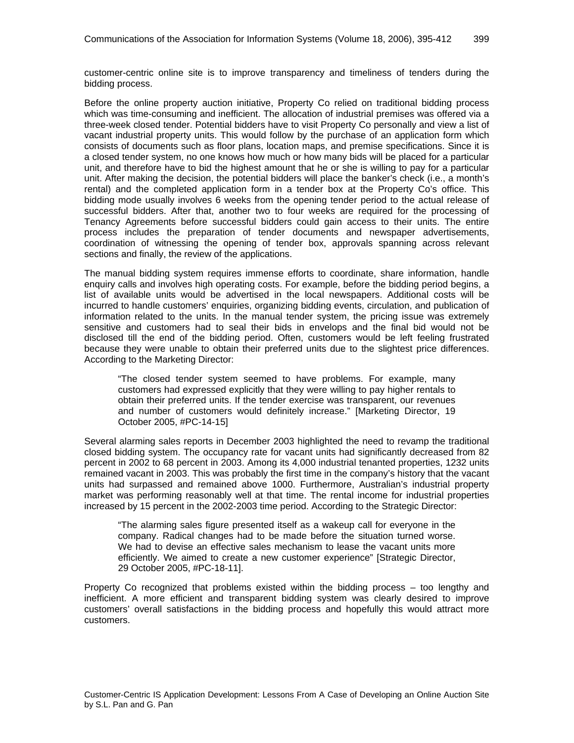customer-centric online site is to improve transparency and timeliness of tenders during the bidding process.

Before the online property auction initiative, Property Co relied on traditional bidding process which was time-consuming and inefficient. The allocation of industrial premises was offered via a three-week closed tender. Potential bidders have to visit Property Co personally and view a list of vacant industrial property units. This would follow by the purchase of an application form which consists of documents such as floor plans, location maps, and premise specifications. Since it is a closed tender system, no one knows how much or how many bids will be placed for a particular unit, and therefore have to bid the highest amount that he or she is willing to pay for a particular unit. After making the decision, the potential bidders will place the banker's check (i.e., a month's rental) and the completed application form in a tender box at the Property Co's office. This bidding mode usually involves 6 weeks from the opening tender period to the actual release of successful bidders. After that, another two to four weeks are required for the processing of Tenancy Agreements before successful bidders could gain access to their units. The entire process includes the preparation of tender documents and newspaper advertisements, coordination of witnessing the opening of tender box, approvals spanning across relevant sections and finally, the review of the applications.

The manual bidding system requires immense efforts to coordinate, share information, handle enquiry calls and involves high operating costs. For example, before the bidding period begins, a list of available units would be advertised in the local newspapers. Additional costs will be incurred to handle customers' enquiries, organizing bidding events, circulation, and publication of information related to the units. In the manual tender system, the pricing issue was extremely sensitive and customers had to seal their bids in envelops and the final bid would not be disclosed till the end of the bidding period. Often, customers would be left feeling frustrated because they were unable to obtain their preferred units due to the slightest price differences. According to the Marketing Director:

> "The closed tender system seemed to have problems. For example, many customers had expressed explicitly that they were willing to pay higher rentals to obtain their preferred units. If the tender exercise was transparent, our revenues and number of customers would definitely increase." [Marketing Director, 19 October 2005, #PC-14-15]

Several alarming sales reports in December 2003 highlighted the need to revamp the traditional closed bidding system. The occupancy rate for vacant units had significantly decreased from 82 percent in 2002 to 68 percent in 2003. Among its 4,000 industrial tenanted properties, 1232 units remained vacant in 2003. This was probably the first time in the company's history that the vacant units had surpassed and remained above 1000. Furthermore, Australian's industrial property market was performing reasonably well at that time. The rental income for industrial properties increased by 15 percent in the 2002-2003 time period. According to the Strategic Director:

> "The alarming sales figure presented itself as a wakeup call for everyone in the company. Radical changes had to be made before the situation turned worse. We had to devise an effective sales mechanism to lease the vacant units more efficiently. We aimed to create a new customer experience" [Strategic Director, 29 October 2005, #PC-18-11].

Property Co recognized that problems existed within the bidding process – too lengthy and inefficient. A more efficient and transparent bidding system was clearly desired to improve customers' overall satisfactions in the bidding process and hopefully this would attract more customers.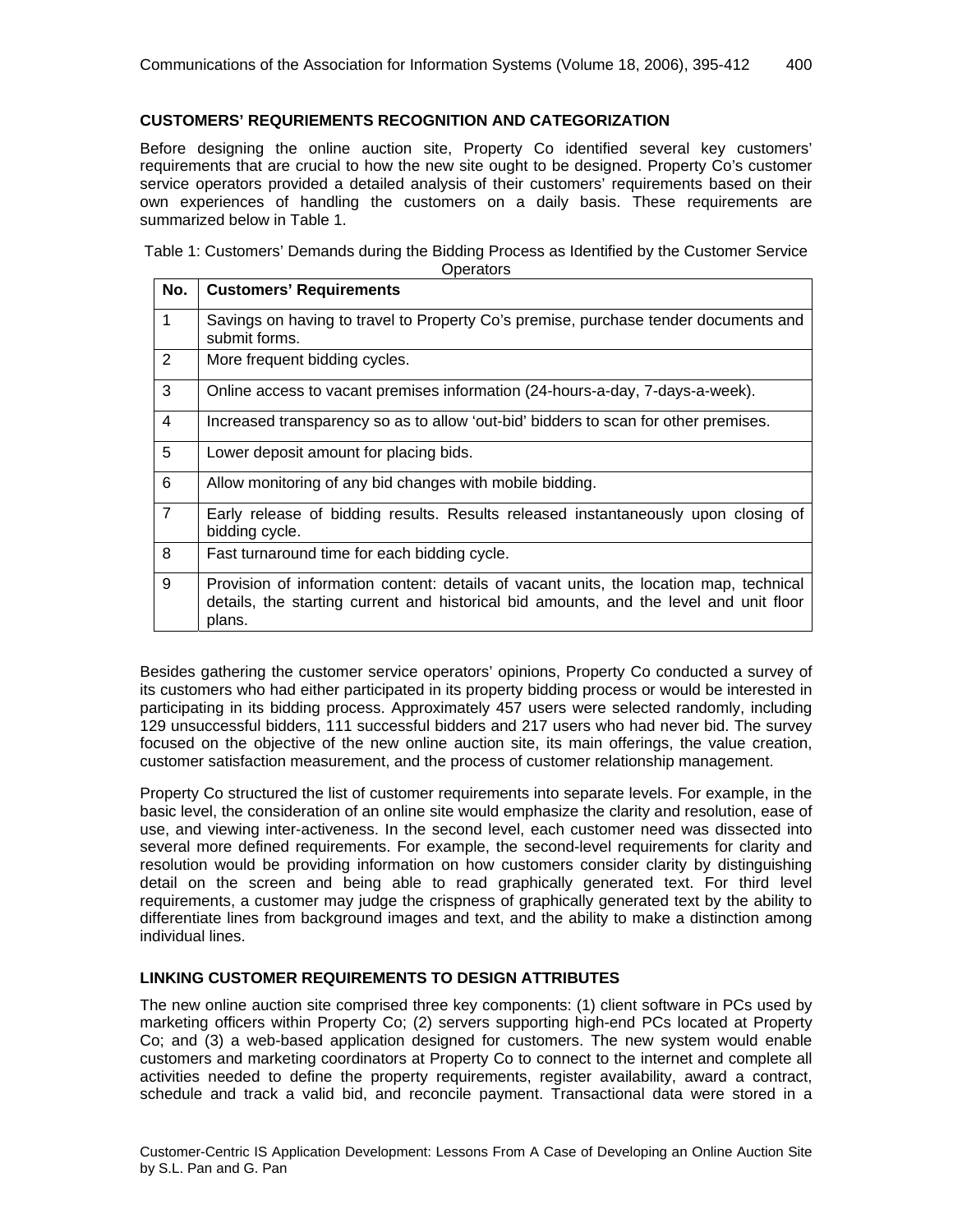### CUSTOMERS' REQURIEMENTS RECOGNITION AND CATEGORIZATION

Before designing the online auction site, Property Co identified several key customers' requirements that are crucial to how the new site ought to be designed. Property Co's customer service operators provided a detailed analysis of their customers' requirements based on their own experiences of handling the customers on a daily basis. These requirements are summarized below in Table 1.

Table 1: Customers' Demands during the Bidding Process as Identified by the Customer Service Operators

| No. | Customers' Requirements |
|---|---|
| 1 | Savings on having to travel to Property Co's premise, purchase tender documents and submit forms. |
| 2 | More frequent bidding cycles. |
| 3 | Online access to vacant premises information (24-hours-a-day, 7-days-a-week). |
| 4 | Increased transparency so as to allow 'out-bid' bidders to scan for other premises. |
| 5 | Lower deposit amount for placing bids. |
| 6 | Allow monitoring of any bid changes with mobile bidding. |
| 7 | Early release of bidding results. Results released instantaneously upon closing of bidding cycle. |
| 8 | Fast turnaround time for each bidding cycle. |
| 9 | Provision of information content: details of vacant units, the location map, technical details, the starting current and historical bid amounts, and the level and unit floor plans. |

Besides gathering the customer service operators' opinions, Property Co conducted a survey of its customers who had either participated in its property bidding process or would be interested in participating in its bidding process. Approximately 457 users were selected randomly, including 129 unsuccessful bidders, 111 successful bidders and 217 users who had never bid. The survey focused on the objective of the new online auction site, its main offerings, the value creation, customer satisfaction measurement, and the process of customer relationship management.

Property Co structured the list of customer requirements into separate levels. For example, in the basic level, the consideration of an online site would emphasize the clarity and resolution, ease of use, and viewing inter-activeness. In the second level, each customer need was dissected into several more defined requirements. For example, the second-level requirements for clarity and resolution would be providing information on how customers consider clarity by distinguishing detail on the screen and being able to read graphically generated text. For third level requirements, a customer may judge the crispness of graphically generated text by the ability to differentiate lines from background images and text, and the ability to make a distinction among individual lines.

### LINKING CUSTOMER REQUIREMENTS TO DESIGN ATTRIBUTES

The new online auction site comprised three key components: (1) client software in PCs used by marketing officers within Property Co; (2) servers supporting high-end PCs located at Property Co; and (3) a web-based application designed for customers. The new system would enable customers and marketing coordinators at Property Co to connect to the internet and complete all activities needed to define the property requirements, register availability, award a contract, schedule and track a valid bid, and reconcile payment. Transactional data were stored in a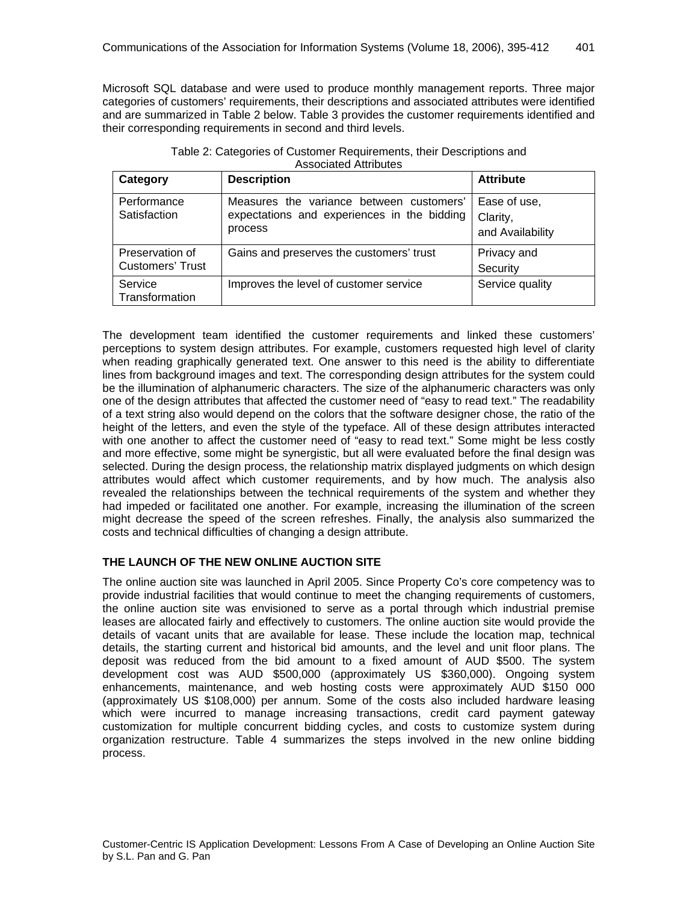Microsoft SQL database and were used to produce monthly management reports. Three major categories of customers' requirements, their descriptions and associated attributes were identified and are summarized in Table 2 below. Table 3 provides the customer requirements identified and their corresponding requirements in second and third levels.

Table 2: Categories of Customer Requirements, their Descriptions and Associated Attributes

| Category | Description | Attribute |
|---|---|---|
| Performance Satisfaction | Measures the variance between customers' expectations and experiences in the bidding process | Ease of use, Clarity, and Availability |
| Preservation of Customers' Trust | Gains and preserves the customers' trust | Privacy and Security |
| Service Transformation | Improves the level of customer service | Service quality |

The development team identified the customer requirements and linked these customers' perceptions to system design attributes. For example, customers requested high level of clarity when reading graphically generated text. One answer to this need is the ability to differentiate lines from background images and text. The corresponding design attributes for the system could be the illumination of alphanumeric characters. The size of the alphanumeric characters was only one of the design attributes that affected the customer need of "easy to read text." The readability of a text string also would depend on the colors that the software designer chose, the ratio of the height of the letters, and even the style of the typeface. All of these design attributes interacted with one another to affect the customer need of "easy to read text." Some might be less costly and more effective, some might be synergistic, but all were evaluated before the final design was selected. During the design process, the relationship matrix displayed judgments on which design attributes would affect which customer requirements, and by how much. The analysis also revealed the relationships between the technical requirements of the system and whether they had impeded or facilitated one another. For example, increasing the illumination of the screen might decrease the speed of the screen refreshes. Finally, the analysis also summarized the costs and technical difficulties of changing a design attribute.

### THE LAUNCH OF THE NEW ONLINE AUCTION SITE

The online auction site was launched in April 2005. Since Property Co's core competency was to provide industrial facilities that would continue to meet the changing requirements of customers, the online auction site was envisioned to serve as a portal through which industrial premise leases are allocated fairly and effectively to customers. The online auction site would provide the details of vacant units that are available for lease. These include the location map, technical details, the starting current and historical bid amounts, and the level and unit floor plans. The deposit was reduced from the bid amount to a fixed amount of AUD $500. The system development cost was AUD $500,000 (approximately US $360,000). Ongoing system enhancements, maintenance, and web hosting costs were approximately AUD $150 000 (approximately US $108,000) per annum. Some of the costs also included hardware leasing which were incurred to manage increasing transactions, credit card payment gateway customization for multiple concurrent bidding cycles, and costs to customize system during organization restructure. Table 4 summarizes the steps involved in the new online bidding process.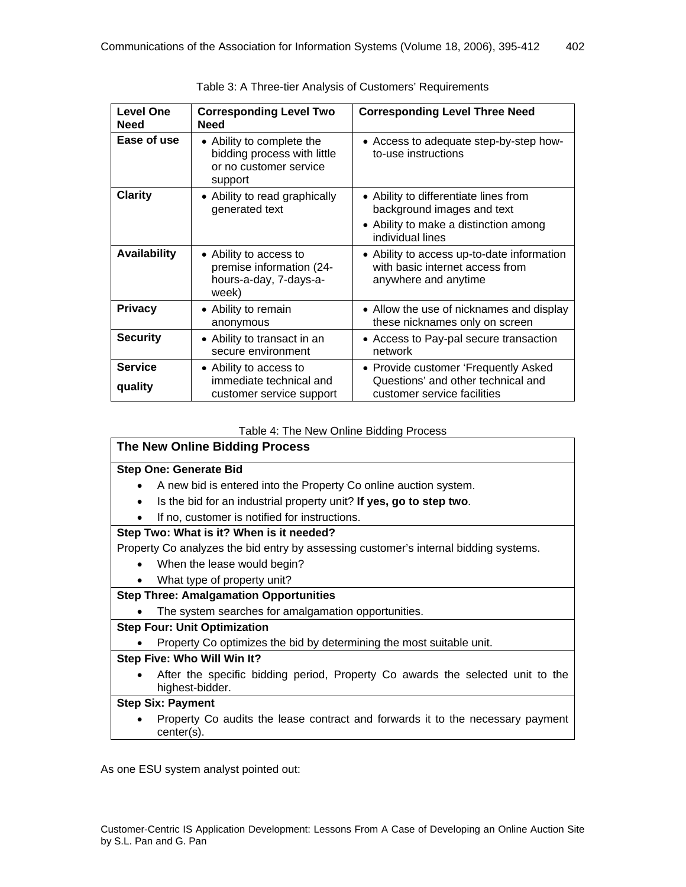Table 3: A Three-tier Analysis of Customers' Requirements

| Level One Need | Corresponding Level Two Need | Corresponding Level Three Need |
|---|---|---|
| **Ease of use** | • Ability to complete the bidding process with little or no customer service support | • Access to adequate step-by-step how-to-use instructions |
| **Clarity** | • Ability to read graphically generated text | • Ability to differentiate lines from background images and text<br>• Ability to make a distinction among individual lines |
| **Availability** | • Ability to access to premise information (24-hours-a-day, 7-days-a-week) | • Ability to access up-to-date information with basic internet access from anywhere and anytime |
| **Privacy** | • Ability to remain anonymous | • Allow the use of nicknames and display these nicknames only on screen |
| **Security** | • Ability to transact in an secure environment | • Access to Pay-pal secure transaction network |
| **Service quality** | • Ability to access to immediate technical and customer service support | • Provide customer 'Frequently Asked Questions' and other technical and customer service facilities |

Table 4: The New Online Bidding Process

| **The New Online Bidding Process** |
|---|
| **Step One: Generate Bid** |
| • A new bid is entered into the Property Co online auction system.<br>• Is the bid for an industrial property unit? **If yes, go to step two**.<br>• If no, customer is notified for instructions. |
| **Step Two: What is it? When is it needed?** |
| Property Co analyzes the bid entry by assessing customer's internal bidding systems.<br>• When the lease would begin?<br>• What type of property unit? |
| **Step Three: Amalgamation Opportunities** |
| • The system searches for amalgamation opportunities. |
| **Step Four: Unit Optimization** |
| • Property Co optimizes the bid by determining the most suitable unit. |
| **Step Five: Who Will Win It?** |
| • After the specific bidding period, Property Co awards the selected unit to the highest-bidder. |
| **Step Six: Payment** |
| • Property Co audits the lease contract and forwards it to the necessary payment center(s). |

As one ESU system analyst pointed out: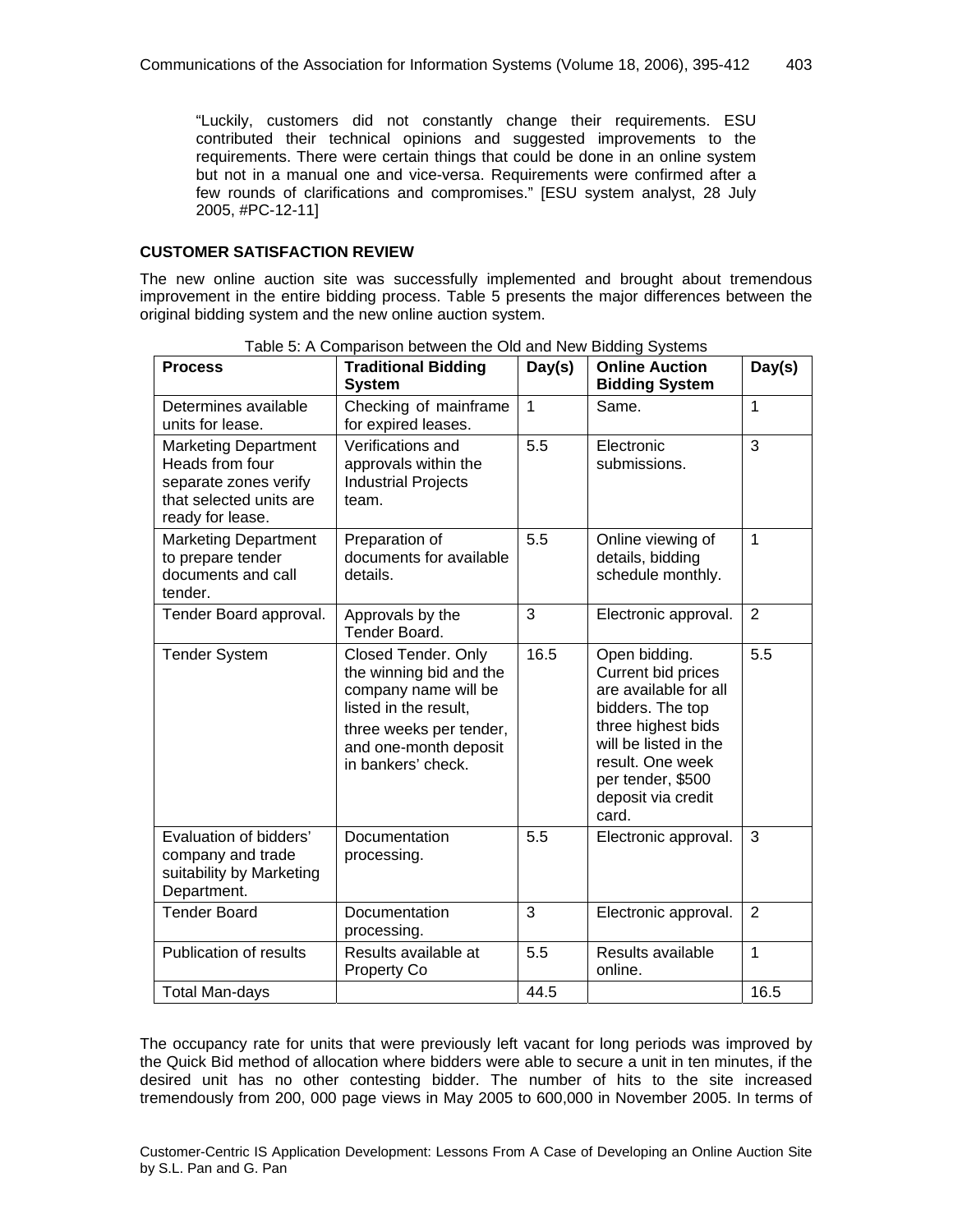"Luckily, customers did not constantly change their requirements. ESU contributed their technical opinions and suggested improvements to the requirements. There were certain things that could be done in an online system but not in a manual one and vice-versa. Requirements were confirmed after a few rounds of clarifications and compromises." [ESU system analyst, 28 July 2005, #PC-12-11]

### CUSTOMER SATISFACTION REVIEW

The new online auction site was successfully implemented and brought about tremendous improvement in the entire bidding process. Table 5 presents the major differences between the original bidding system and the new online auction system.

Table 5: A Comparison between the Old and New Bidding Systems

| Process | Traditional Bidding System | Day(s) | Online Auction Bidding System | Day(s) |
|---|---|---|---|---|
| Determines available units for lease. | Checking of mainframe for expired leases. | 1 | Same. | 1 |
| Marketing Department Heads from four separate zones verify that selected units are ready for lease. | Verifications and approvals within the Industrial Projects team. | 5.5 | Electronic submissions. | 3 |
| Marketing Department to prepare tender documents and call tender. | Preparation of documents for available details. | 5.5 | Online viewing of details, bidding schedule monthly. | 1 |
| Tender Board approval. | Approvals by the Tender Board. | 3 | Electronic approval. | 2 |
| Tender System | Closed Tender. Only the winning bid and the company name will be listed in the result, three weeks per tender, and one-month deposit in bankers' check. | 16.5 | Open bidding. Current bid prices are available for all bidders. The top three highest bids will be listed in the result. One week per tender, $500 deposit via credit card. | 5.5 |
| Evaluation of bidders' company and trade suitability by Marketing Department. | Documentation processing. | 5.5 | Electronic approval. | 3 |
| Tender Board | Documentation processing. | 3 | Electronic approval. | 2 |
| Publication of results | Results available at Property Co | 5.5 | Results available online. | 1 |
| Total Man-days | | 44.5 | | 16.5 |

The occupancy rate for units that were previously left vacant for long periods was improved by the Quick Bid method of allocation where bidders were able to secure a unit in ten minutes, if the desired unit has no other contesting bidder. The number of hits to the site increased tremendously from 200, 000 page views in May 2005 to 600,000 in November 2005. In terms of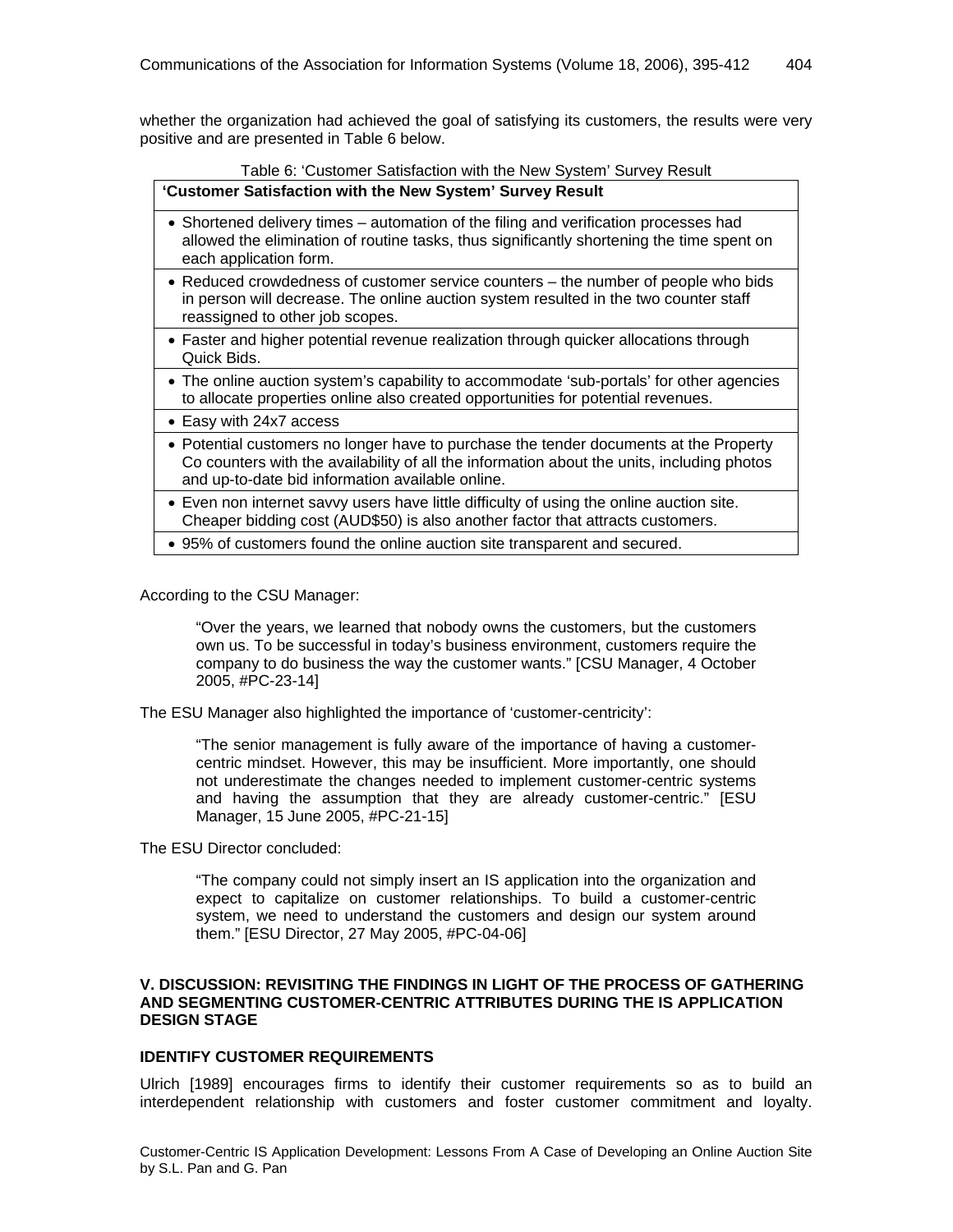whether the organization had achieved the goal of satisfying its customers, the results were very positive and are presented in Table 6 below.

Table 6: 'Customer Satisfaction with the New System' Survey Result

| 'Customer Satisfaction with the New System' Survey Result |
|---|
| • Shortened delivery times – automation of the filing and verification processes had allowed the elimination of routine tasks, thus significantly shortening the time spent on each application form. |
| • Reduced crowdedness of customer service counters – the number of people who bids in person will decrease. The online auction system resulted in the two counter staff reassigned to other job scopes. |
| • Faster and higher potential revenue realization through quicker allocations through Quick Bids. |
| • The online auction system's capability to accommodate 'sub-portals' for other agencies to allocate properties online also created opportunities for potential revenues. |
| • Easy with 24x7 access |
| • Potential customers no longer have to purchase the tender documents at the Property Co counters with the availability of all the information about the units, including photos and up-to-date bid information available online. |
| • Even non internet savvy users have little difficulty of using the online auction site. Cheaper bidding cost (AUD$50) is also another factor that attracts customers. |
| • 95% of customers found the online auction site transparent and secured. |

According to the CSU Manager:

> "Over the years, we learned that nobody owns the customers, but the customers own us. To be successful in today's business environment, customers require the company to do business the way the customer wants." [CSU Manager, 4 October 2005, #PC-23-14]

The ESU Manager also highlighted the importance of 'customer-centricity':

> "The senior management is fully aware of the importance of having a customer-centric mindset. However, this may be insufficient. More importantly, one should not underestimate the changes needed to implement customer-centric systems and having the assumption that they are already customer-centric." [ESU Manager, 15 June 2005, #PC-21-15]

The ESU Director concluded:

> "The company could not simply insert an IS application into the organization and expect to capitalize on customer relationships. To build a customer-centric system, we need to understand the customers and design our system around them." [ESU Director, 27 May 2005, #PC-04-06]

## V. DISCUSSION: REVISITING THE FINDINGS IN LIGHT OF THE PROCESS OF GATHERING AND SEGMENTING CUSTOMER-CENTRIC ATTRIBUTES DURING THE IS APPLICATION DESIGN STAGE

### IDENTIFY CUSTOMER REQUIREMENTS

Ulrich [1989] encourages firms to identify their customer requirements so as to build an interdependent relationship with customers and foster customer commitment and loyalty.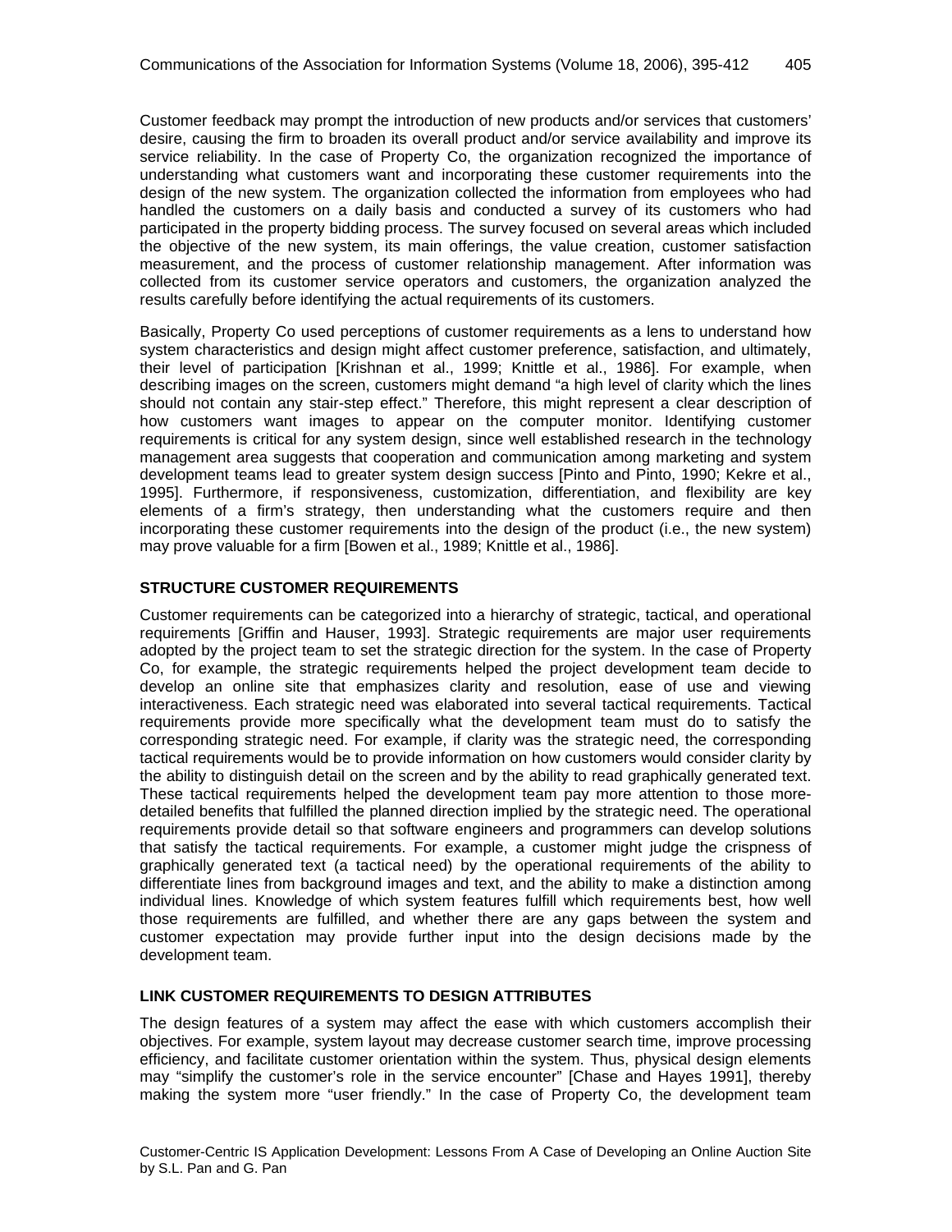Customer feedback may prompt the introduction of new products and/or services that customers' desire, causing the firm to broaden its overall product and/or service availability and improve its service reliability. In the case of Property Co, the organization recognized the importance of understanding what customers want and incorporating these customer requirements into the design of the new system. The organization collected the information from employees who had handled the customers on a daily basis and conducted a survey of its customers who had participated in the property bidding process. The survey focused on several areas which included the objective of the new system, its main offerings, the value creation, customer satisfaction measurement, and the process of customer relationship management. After information was collected from its customer service operators and customers, the organization analyzed the results carefully before identifying the actual requirements of its customers.

Basically, Property Co used perceptions of customer requirements as a lens to understand how system characteristics and design might affect customer preference, satisfaction, and ultimately, their level of participation [Krishnan et al., 1999; Knittle et al., 1986]. For example, when describing images on the screen, customers might demand "a high level of clarity which the lines should not contain any stair-step effect." Therefore, this might represent a clear description of how customers want images to appear on the computer monitor. Identifying customer requirements is critical for any system design, since well established research in the technology management area suggests that cooperation and communication among marketing and system development teams lead to greater system design success [Pinto and Pinto, 1990; Kekre et al., 1995]. Furthermore, if responsiveness, customization, differentiation, and flexibility are key elements of a firm's strategy, then understanding what the customers require and then incorporating these customer requirements into the design of the product (i.e., the new system) may prove valuable for a firm [Bowen et al., 1989; Knittle et al., 1986].

## STRUCTURE CUSTOMER REQUIREMENTS

Customer requirements can be categorized into a hierarchy of strategic, tactical, and operational requirements [Griffin and Hauser, 1993]. Strategic requirements are major user requirements adopted by the project team to set the strategic direction for the system. In the case of Property Co, for example, the strategic requirements helped the project development team decide to develop an online site that emphasizes clarity and resolution, ease of use and viewing interactiveness. Each strategic need was elaborated into several tactical requirements. Tactical requirements provide more specifically what the development team must do to satisfy the corresponding strategic need. For example, if clarity was the strategic need, the corresponding tactical requirements would be to provide information on how customers would consider clarity by the ability to distinguish detail on the screen and by the ability to read graphically generated text. These tactical requirements helped the development team pay more attention to those more-detailed benefits that fulfilled the planned direction implied by the strategic need. The operational requirements provide detail so that software engineers and programmers can develop solutions that satisfy the tactical requirements. For example, a customer might judge the crispness of graphically generated text (a tactical need) by the operational requirements of the ability to differentiate lines from background images and text, and the ability to make a distinction among individual lines. Knowledge of which system features fulfill which requirements best, how well those requirements are fulfilled, and whether there are any gaps between the system and customer expectation may provide further input into the design decisions made by the development team.

## LINK CUSTOMER REQUIREMENTS TO DESIGN ATTRIBUTES

The design features of a system may affect the ease with which customers accomplish their objectives. For example, system layout may decrease customer search time, improve processing efficiency, and facilitate customer orientation within the system. Thus, physical design elements may "simplify the customer's role in the service encounter" [Chase and Hayes 1991], thereby making the system more "user friendly." In the case of Property Co, the development team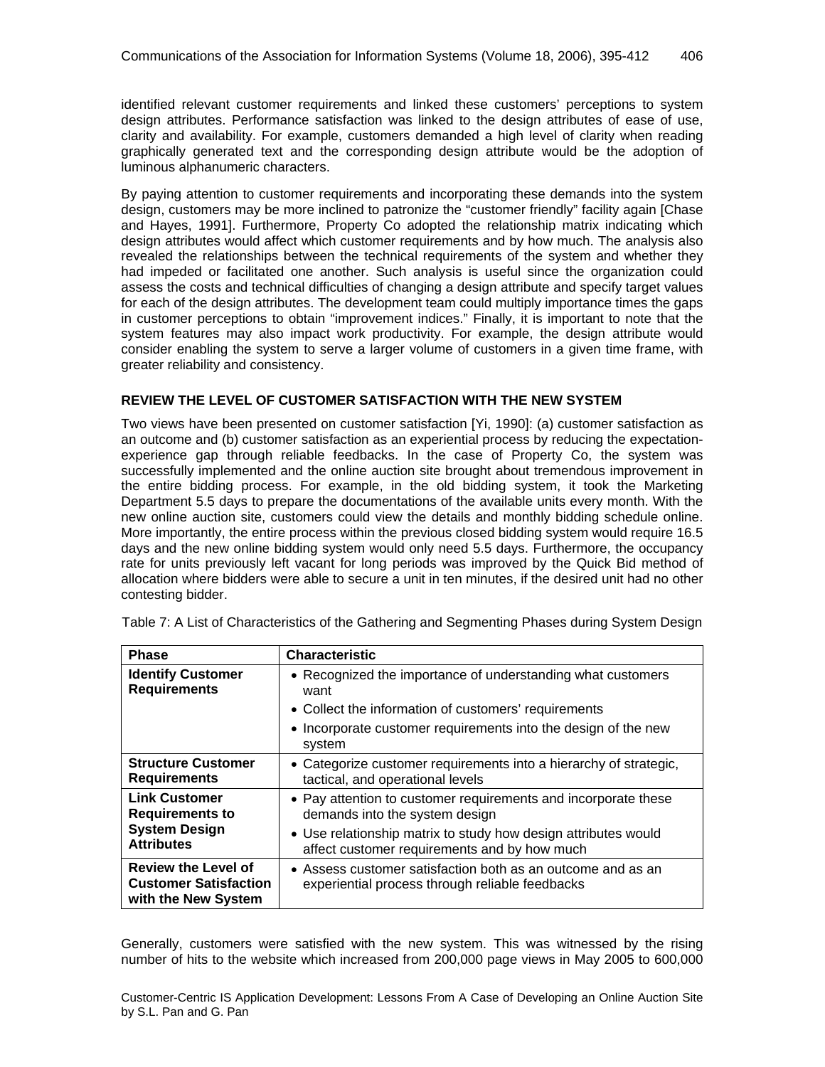identified relevant customer requirements and linked these customers' perceptions to system design attributes. Performance satisfaction was linked to the design attributes of ease of use, clarity and availability. For example, customers demanded a high level of clarity when reading graphically generated text and the corresponding design attribute would be the adoption of luminous alphanumeric characters.

By paying attention to customer requirements and incorporating these demands into the system design, customers may be more inclined to patronize the "customer friendly" facility again [Chase and Hayes, 1991]. Furthermore, Property Co adopted the relationship matrix indicating which design attributes would affect which customer requirements and by how much. The analysis also revealed the relationships between the technical requirements of the system and whether they had impeded or facilitated one another. Such analysis is useful since the organization could assess the costs and technical difficulties of changing a design attribute and specify target values for each of the design attributes. The development team could multiply importance times the gaps in customer perceptions to obtain "improvement indices." Finally, it is important to note that the system features may also impact work productivity. For example, the design attribute would consider enabling the system to serve a larger volume of customers in a given time frame, with greater reliability and consistency.

### REVIEW THE LEVEL OF CUSTOMER SATISFACTION WITH THE NEW SYSTEM

Two views have been presented on customer satisfaction [Yi, 1990]: (a) customer satisfaction as an outcome and (b) customer satisfaction as an experiential process by reducing the expectation-experience gap through reliable feedbacks. In the case of Property Co, the system was successfully implemented and the online auction site brought about tremendous improvement in the entire bidding process. For example, in the old bidding system, it took the Marketing Department 5.5 days to prepare the documentations of the available units every month. With the new online auction site, customers could view the details and monthly bidding schedule online. More importantly, the entire process within the previous closed bidding system would require 16.5 days and the new online bidding system would only need 5.5 days. Furthermore, the occupancy rate for units previously left vacant for long periods was improved by the Quick Bid method of allocation where bidders were able to secure a unit in ten minutes, if the desired unit had no other contesting bidder.

Table 7: A List of Characteristics of the Gathering and Segmenting Phases during System Design

| Phase | Characteristic |
|---|---|
| **Identify Customer Requirements** | • Recognized the importance of understanding what customers want<br>• Collect the information of customers' requirements<br>• Incorporate customer requirements into the design of the new system |
| **Structure Customer Requirements** | • Categorize customer requirements into a hierarchy of strategic, tactical, and operational levels |
| **Link Customer Requirements to System Design Attributes** | • Pay attention to customer requirements and incorporate these demands into the system design<br>• Use relationship matrix to study how design attributes would affect customer requirements and by how much |
| **Review the Level of Customer Satisfaction with the New System** | • Assess customer satisfaction both as an outcome and as an experiential process through reliable feedbacks |

Generally, customers were satisfied with the new system. This was witnessed by the rising number of hits to the website which increased from 200,000 page views in May 2005 to 600,000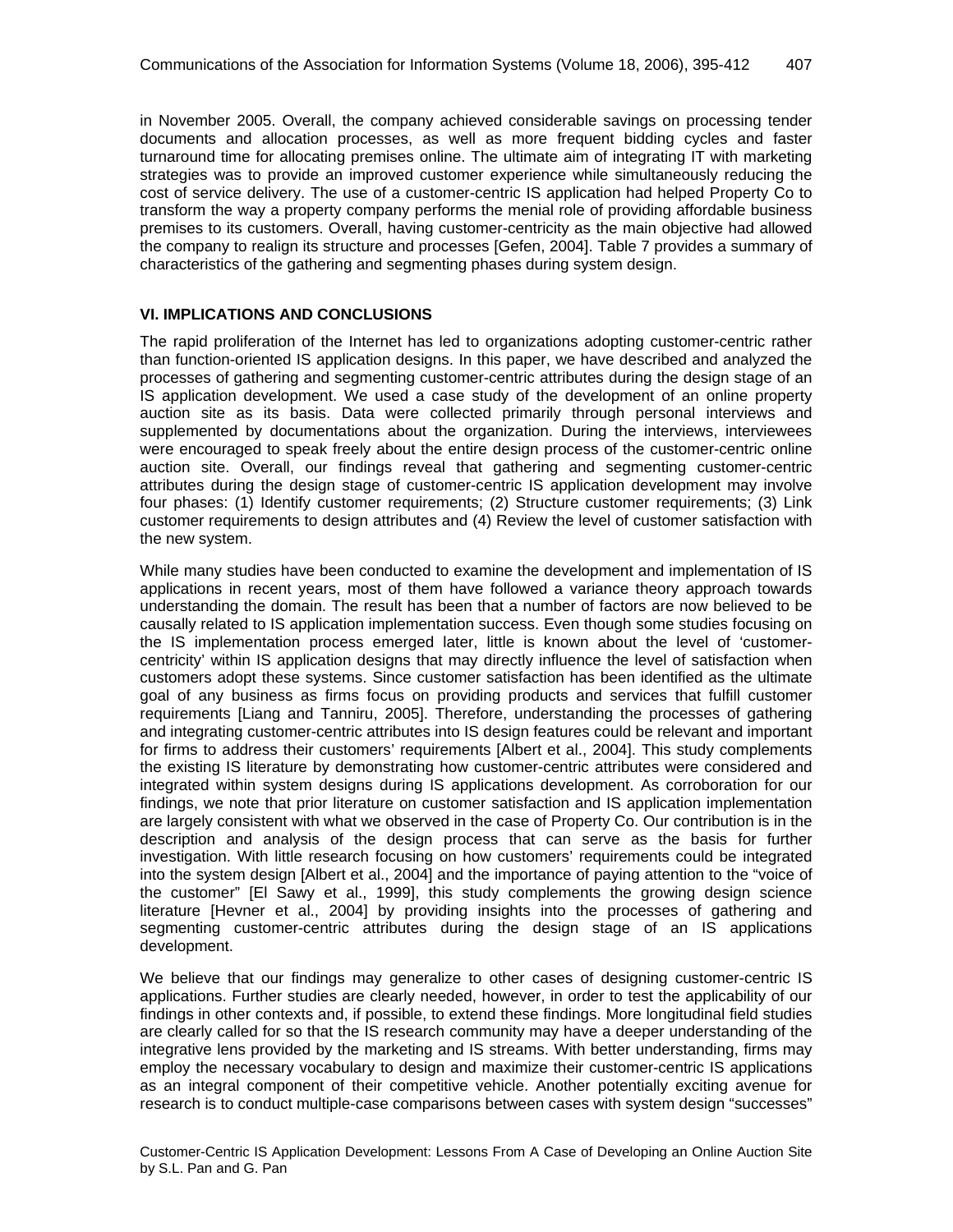in November 2005. Overall, the company achieved considerable savings on processing tender documents and allocation processes, as well as more frequent bidding cycles and faster turnaround time for allocating premises online. The ultimate aim of integrating IT with marketing strategies was to provide an improved customer experience while simultaneously reducing the cost of service delivery. The use of a customer-centric IS application had helped Property Co to transform the way a property company performs the menial role of providing affordable business premises to its customers. Overall, having customer-centricity as the main objective had allowed the company to realign its structure and processes [Gefen, 2004]. Table 7 provides a summary of characteristics of the gathering and segmenting phases during system design.

## VI. IMPLICATIONS AND CONCLUSIONS

The rapid proliferation of the Internet has led to organizations adopting customer-centric rather than function-oriented IS application designs. In this paper, we have described and analyzed the processes of gathering and segmenting customer-centric attributes during the design stage of an IS application development. We used a case study of the development of an online property auction site as its basis. Data were collected primarily through personal interviews and supplemented by documentations about the organization. During the interviews, interviewees were encouraged to speak freely about the entire design process of the customer-centric online auction site. Overall, our findings reveal that gathering and segmenting customer-centric attributes during the design stage of customer-centric IS application development may involve four phases: (1) Identify customer requirements; (2) Structure customer requirements; (3) Link customer requirements to design attributes and (4) Review the level of customer satisfaction with the new system.

While many studies have been conducted to examine the development and implementation of IS applications in recent years, most of them have followed a variance theory approach towards understanding the domain. The result has been that a number of factors are now believed to be causally related to IS application implementation success. Even though some studies focusing on the IS implementation process emerged later, little is known about the level of 'customer-centricity' within IS application designs that may directly influence the level of satisfaction when customers adopt these systems. Since customer satisfaction has been identified as the ultimate goal of any business as firms focus on providing products and services that fulfill customer requirements [Liang and Tanniru, 2005]. Therefore, understanding the processes of gathering and integrating customer-centric attributes into IS design features could be relevant and important for firms to address their customers' requirements [Albert et al., 2004]. This study complements the existing IS literature by demonstrating how customer-centric attributes were considered and integrated within system designs during IS applications development. As corroboration for our findings, we note that prior literature on customer satisfaction and IS application implementation are largely consistent with what we observed in the case of Property Co. Our contribution is in the description and analysis of the design process that can serve as the basis for further investigation. With little research focusing on how customers' requirements could be integrated into the system design [Albert et al., 2004] and the importance of paying attention to the "voice of the customer" [El Sawy et al., 1999], this study complements the growing design science literature [Hevner et al., 2004] by providing insights into the processes of gathering and segmenting customer-centric attributes during the design stage of an IS applications development.

We believe that our findings may generalize to other cases of designing customer-centric IS applications. Further studies are clearly needed, however, in order to test the applicability of our findings in other contexts and, if possible, to extend these findings. More longitudinal field studies are clearly called for so that the IS research community may have a deeper understanding of the integrative lens provided by the marketing and IS streams. With better understanding, firms may employ the necessary vocabulary to design and maximize their customer-centric IS applications as an integral component of their competitive vehicle. Another potentially exciting avenue for research is to conduct multiple-case comparisons between cases with system design "successes"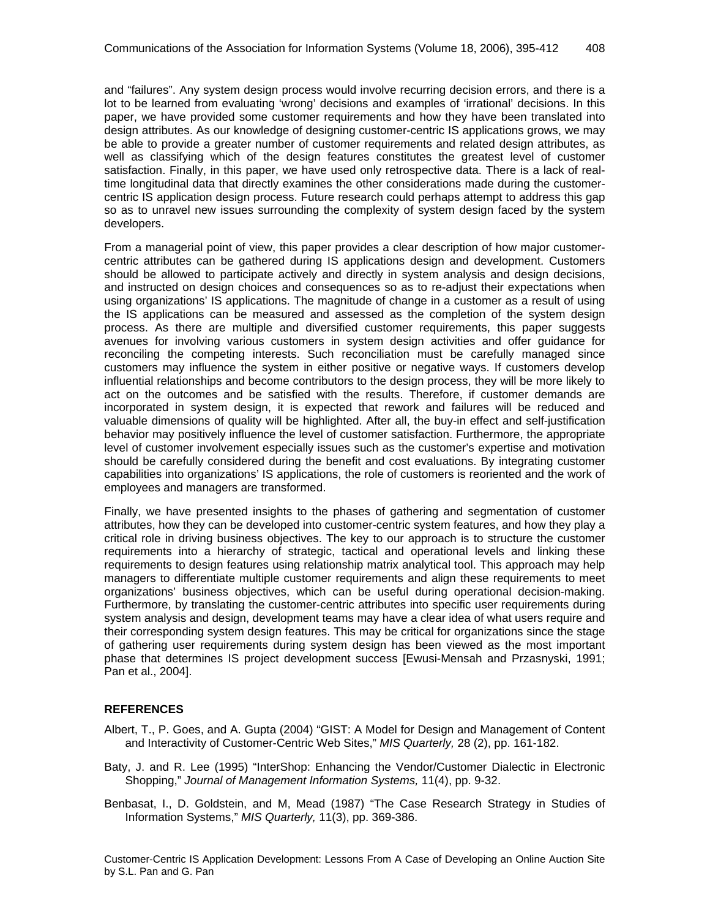and "failures". Any system design process would involve recurring decision errors, and there is a lot to be learned from evaluating 'wrong' decisions and examples of 'irrational' decisions. In this paper, we have provided some customer requirements and how they have been translated into design attributes. As our knowledge of designing customer-centric IS applications grows, we may be able to provide a greater number of customer requirements and related design attributes, as well as classifying which of the design features constitutes the greatest level of customer satisfaction. Finally, in this paper, we have used only retrospective data. There is a lack of real-time longitudinal data that directly examines the other considerations made during the customer-centric IS application design process. Future research could perhaps attempt to address this gap so as to unravel new issues surrounding the complexity of system design faced by the system developers.

From a managerial point of view, this paper provides a clear description of how major customer-centric attributes can be gathered during IS applications design and development. Customers should be allowed to participate actively and directly in system analysis and design decisions, and instructed on design choices and consequences so as to re-adjust their expectations when using organizations' IS applications. The magnitude of change in a customer as a result of using the IS applications can be measured and assessed as the completion of the system design process. As there are multiple and diversified customer requirements, this paper suggests avenues for involving various customers in system design activities and offer guidance for reconciling the competing interests. Such reconciliation must be carefully managed since customers may influence the system in either positive or negative ways. If customers develop influential relationships and become contributors to the design process, they will be more likely to act on the outcomes and be satisfied with the results. Therefore, if customer demands are incorporated in system design, it is expected that rework and failures will be reduced and valuable dimensions of quality will be highlighted. After all, the buy-in effect and self-justification behavior may positively influence the level of customer satisfaction. Furthermore, the appropriate level of customer involvement especially issues such as the customer's expertise and motivation should be carefully considered during the benefit and cost evaluations. By integrating customer capabilities into organizations' IS applications, the role of customers is reoriented and the work of employees and managers are transformed.

Finally, we have presented insights to the phases of gathering and segmentation of customer attributes, how they can be developed into customer-centric system features, and how they play a critical role in driving business objectives. The key to our approach is to structure the customer requirements into a hierarchy of strategic, tactical and operational levels and linking these requirements to design features using relationship matrix analytical tool. This approach may help managers to differentiate multiple customer requirements and align these requirements to meet organizations' business objectives, which can be useful during operational decision-making. Furthermore, by translating the customer-centric attributes into specific user requirements during system analysis and design, development teams may have a clear idea of what users require and their corresponding system design features. This may be critical for organizations since the stage of gathering user requirements during system design has been viewed as the most important phase that determines IS project development success [Ewusi-Mensah and Przasnyski, 1991; Pan et al., 2004].

## REFERENCES

Albert, T., P. Goes, and A. Gupta (2004) "GIST: A Model for Design and Management of Content and Interactivity of Customer-Centric Web Sites," *MIS Quarterly,* 28 (2), pp. 161-182.

Baty, J. and R. Lee (1995) "InterShop: Enhancing the Vendor/Customer Dialectic in Electronic Shopping," *Journal of Management Information Systems,* 11(4), pp. 9-32.

Benbasat, I., D. Goldstein, and M, Mead (1987) "The Case Research Strategy in Studies of Information Systems," *MIS Quarterly,* 11(3), pp. 369-386.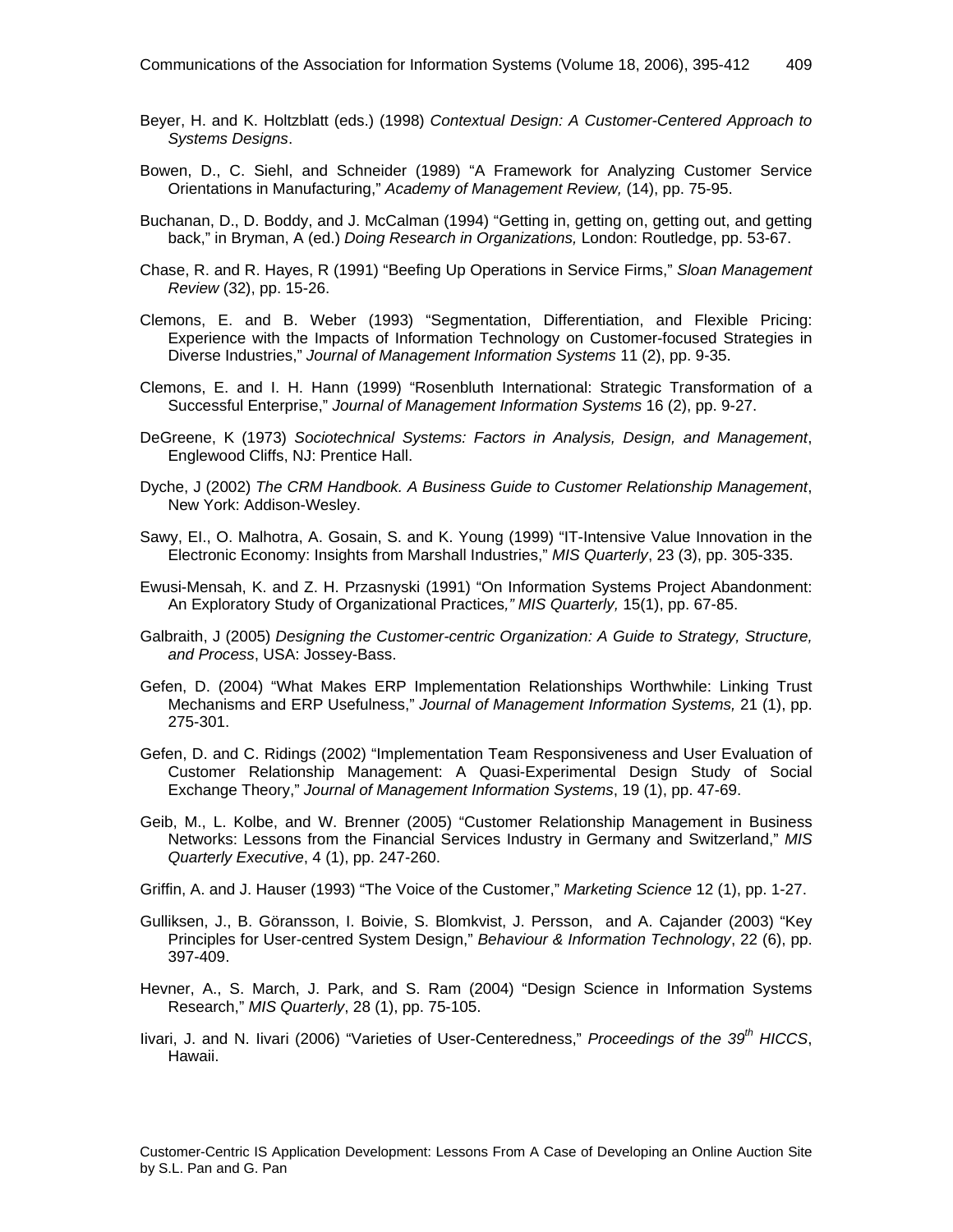Beyer, H. and K. Holtzblatt (eds.) (1998) *Contextual Design: A Customer-Centered Approach to Systems Designs*.

Bowen, D., C. Siehl, and Schneider (1989) "A Framework for Analyzing Customer Service Orientations in Manufacturing," *Academy of Management Review,* (14), pp. 75-95.

Buchanan, D., D. Boddy, and J. McCalman (1994) "Getting in, getting on, getting out, and getting back," in Bryman, A (ed.) *Doing Research in Organizations,* London: Routledge, pp. 53-67.

Chase, R. and R. Hayes, R (1991) "Beefing Up Operations in Service Firms," *Sloan Management Review* (32), pp. 15-26.

Clemons, E. and B. Weber (1993) "Segmentation, Differentiation, and Flexible Pricing: Experience with the Impacts of Information Technology on Customer-focused Strategies in Diverse Industries," *Journal of Management Information Systems* 11 (2), pp. 9-35.

Clemons, E. and I. H. Hann (1999) "Rosenbluth International: Strategic Transformation of a Successful Enterprise," *Journal of Management Information Systems* 16 (2), pp. 9-27.

DeGreene, K (1973) *Sociotechnical Systems: Factors in Analysis, Design, and Management*, Englewood Cliffs, NJ: Prentice Hall.

Dyche, J (2002) *The CRM Handbook. A Business Guide to Customer Relationship Management*, New York: Addison-Wesley.

Sawy, EI., O. Malhotra, A. Gosain, S. and K. Young (1999) "IT-Intensive Value Innovation in the Electronic Economy: Insights from Marshall Industries," *MIS Quarterly*, 23 (3), pp. 305-335.

Ewusi-Mensah, K. and Z. H. Przasnyski (1991) "On Information Systems Project Abandonment: An Exploratory Study of Organizational Practices*," MIS Quarterly,* 15(1), pp. 67-85.

Galbraith, J (2005) *Designing the Customer-centric Organization: A Guide to Strategy, Structure, and Process*, USA: Jossey-Bass.

Gefen, D. (2004) "What Makes ERP Implementation Relationships Worthwhile: Linking Trust Mechanisms and ERP Usefulness," *Journal of Management Information Systems,* 21 (1), pp. 275-301.

Gefen, D. and C. Ridings (2002) "Implementation Team Responsiveness and User Evaluation of Customer Relationship Management: A Quasi-Experimental Design Study of Social Exchange Theory," *Journal of Management Information Systems*, 19 (1), pp. 47-69.

Geib, M., L. Kolbe, and W. Brenner (2005) "Customer Relationship Management in Business Networks: Lessons from the Financial Services Industry in Germany and Switzerland," *MIS Quarterly Executive*, 4 (1), pp. 247-260.

Griffin, A. and J. Hauser (1993) "The Voice of the Customer," *Marketing Science* 12 (1), pp. 1-27.

Gulliksen, J., B. Göransson, I. Boivie, S. Blomkvist, J. Persson, and A. Cajander (2003) "Key Principles for User-centred System Design," *Behaviour & Information Technology*, 22 (6), pp. 397-409.

Hevner, A., S. March, J. Park, and S. Ram (2004) "Design Science in Information Systems Research," *MIS Quarterly*, 28 (1), pp. 75-105.

Iivari, J. and N. Iivari (2006) "Varieties of User-Centeredness," *Proceedings of the 39th HICCS*, Hawaii.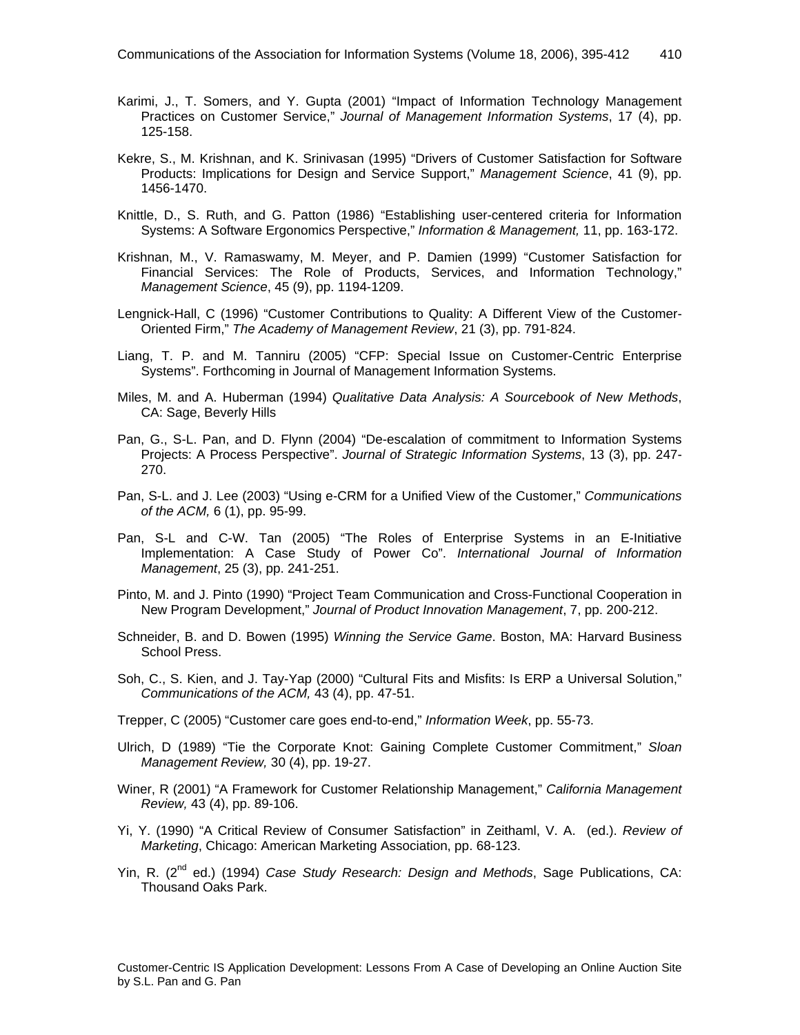Karimi, J., T. Somers, and Y. Gupta (2001) "Impact of Information Technology Management Practices on Customer Service," *Journal of Management Information Systems*, 17 (4), pp. 125-158.

Kekre, S., M. Krishnan, and K. Srinivasan (1995) "Drivers of Customer Satisfaction for Software Products: Implications for Design and Service Support," *Management Science*, 41 (9), pp. 1456-1470.

Knittle, D., S. Ruth, and G. Patton (1986) "Establishing user-centered criteria for Information Systems: A Software Ergonomics Perspective," *Information & Management,* 11, pp. 163-172.

Krishnan, M., V. Ramaswamy, M. Meyer, and P. Damien (1999) "Customer Satisfaction for Financial Services: The Role of Products, Services, and Information Technology," *Management Science*, 45 (9), pp. 1194-1209.

Lengnick-Hall, C (1996) "Customer Contributions to Quality: A Different View of the Customer-Oriented Firm," *The Academy of Management Review*, 21 (3), pp. 791-824.

Liang, T. P. and M. Tanniru (2005) "CFP: Special Issue on Customer-Centric Enterprise Systems". Forthcoming in Journal of Management Information Systems.

Miles, M. and A. Huberman (1994) *Qualitative Data Analysis: A Sourcebook of New Methods*, CA: Sage, Beverly Hills

Pan, G., S-L. Pan, and D. Flynn (2004) "De-escalation of commitment to Information Systems Projects: A Process Perspective". *Journal of Strategic Information Systems*, 13 (3), pp. 247-270.

Pan, S-L. and J. Lee (2003) "Using e-CRM for a Unified View of the Customer," *Communications of the ACM,* 6 (1), pp. 95-99.

Pan, S-L and C-W. Tan (2005) "The Roles of Enterprise Systems in an E-Initiative Implementation: A Case Study of Power Co". *International Journal of Information Management*, 25 (3), pp. 241-251.

Pinto, M. and J. Pinto (1990) "Project Team Communication and Cross-Functional Cooperation in New Program Development," *Journal of Product Innovation Management*, 7, pp. 200-212.

Schneider, B. and D. Bowen (1995) *Winning the Service Game*. Boston, MA: Harvard Business School Press.

Soh, C., S. Kien, and J. Tay-Yap (2000) "Cultural Fits and Misfits: Is ERP a Universal Solution," *Communications of the ACM,* 43 (4), pp. 47-51.

Trepper, C (2005) "Customer care goes end-to-end," *Information Week*, pp. 55-73.

Ulrich, D (1989) "Tie the Corporate Knot: Gaining Complete Customer Commitment," *Sloan Management Review,* 30 (4), pp. 19-27.

Winer, R (2001) "A Framework for Customer Relationship Management," *California Management Review,* 43 (4), pp. 89-106.

Yi, Y. (1990) "A Critical Review of Consumer Satisfaction" in Zeithaml, V. A. (ed.). *Review of Marketing*, Chicago: American Marketing Association, pp. 68-123.

Yin, R. (2nd ed.) (1994) *Case Study Research: Design and Methods*, Sage Publications, CA: Thousand Oaks Park.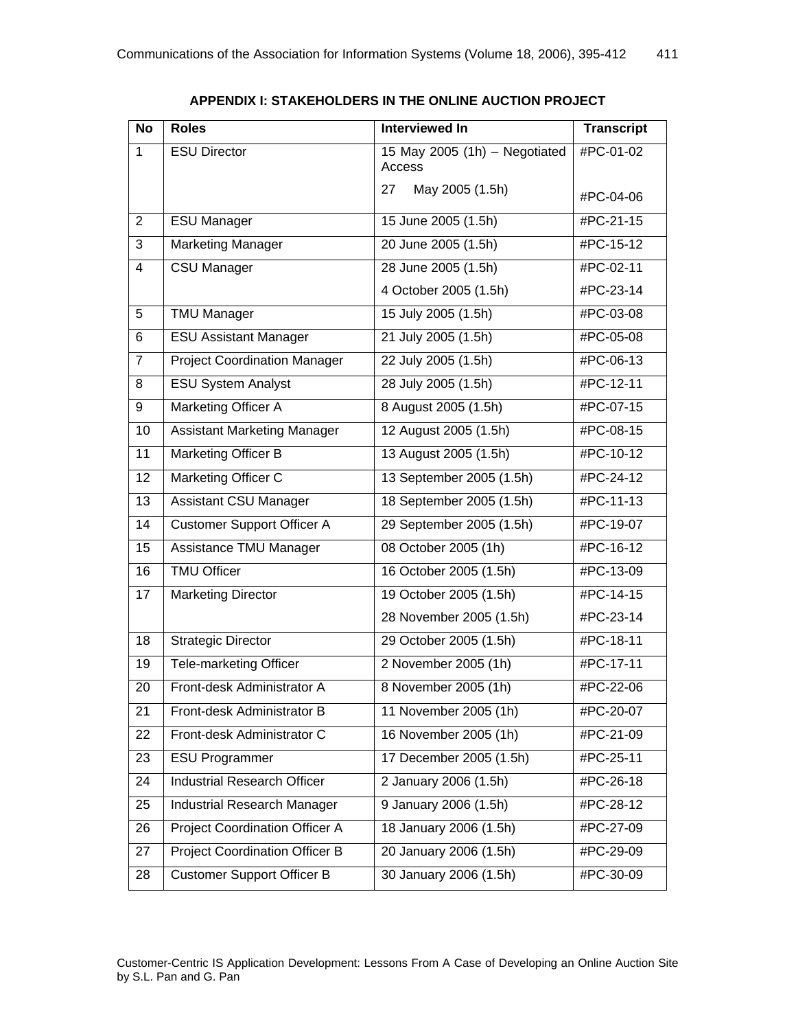## APPENDIX I: STAKEHOLDERS IN THE ONLINE AUCTION PROJECT

| No | Roles | Interviewed In | Transcript |
|---|---|---|---|
| 1 | ESU Director | 15 May 2005 (1h) – Negotiated Access | #PC-01-02 |
| | | 27 May 2005 (1.5h) | #PC-04-06 |
| 2 | ESU Manager | 15 June 2005 (1.5h) | #PC-21-15 |
| 3 | Marketing Manager | 20 June 2005 (1.5h) | #PC-15-12 |
| 4 | CSU Manager | 28 June 2005 (1.5h) | #PC-02-11 |
| | | 4 October 2005 (1.5h) | #PC-23-14 |
| 5 | TMU Manager | 15 July 2005 (1.5h) | #PC-03-08 |
| 6 | ESU Assistant Manager | 21 July 2005 (1.5h) | #PC-05-08 |
| 7 | Project Coordination Manager | 22 July 2005 (1.5h) | #PC-06-13 |
| 8 | ESU System Analyst | 28 July 2005 (1.5h) | #PC-12-11 |
| 9 | Marketing Officer A | 8 August 2005 (1.5h) | #PC-07-15 |
| 10 | Assistant Marketing Manager | 12 August 2005 (1.5h) | #PC-08-15 |
| 11 | Marketing Officer B | 13 August 2005 (1.5h) | #PC-10-12 |
| 12 | Marketing Officer C | 13 September 2005 (1.5h) | #PC-24-12 |
| 13 | Assistant CSU Manager | 18 September 2005 (1.5h) | #PC-11-13 |
| 14 | Customer Support Officer A | 29 September 2005 (1.5h) | #PC-19-07 |
| 15 | Assistance TMU Manager | 08 October 2005 (1h) | #PC-16-12 |
| 16 | TMU Officer | 16 October 2005 (1.5h) | #PC-13-09 |
| 17 | Marketing Director | 19 October 2005 (1.5h) | #PC-14-15 |
| | | 28 November 2005 (1.5h) | #PC-23-14 |
| 18 | Strategic Director | 29 October 2005 (1.5h) | #PC-18-11 |
| 19 | Tele-marketing Officer | 2 November 2005 (1h) | #PC-17-11 |
| 20 | Front-desk Administrator A | 8 November 2005 (1h) | #PC-22-06 |
| 21 | Front-desk Administrator B | 11 November 2005 (1h) | #PC-20-07 |
| 22 | Front-desk Administrator C | 16 November 2005 (1h) | #PC-21-09 |
| 23 | ESU Programmer | 17 December 2005 (1.5h) | #PC-25-11 |
| 24 | Industrial Research Officer | 2 January 2006 (1.5h) | #PC-26-18 |
| 25 | Industrial Research Manager | 9 January 2006 (1.5h) | #PC-28-12 |
| 26 | Project Coordination Officer A | 18 January 2006 (1.5h) | #PC-27-09 |
| 27 | Project Coordination Officer B | 20 January 2006 (1.5h) | #PC-29-09 |
| 28 | Customer Support Officer B | 30 January 2006 (1.5h) | #PC-30-09 |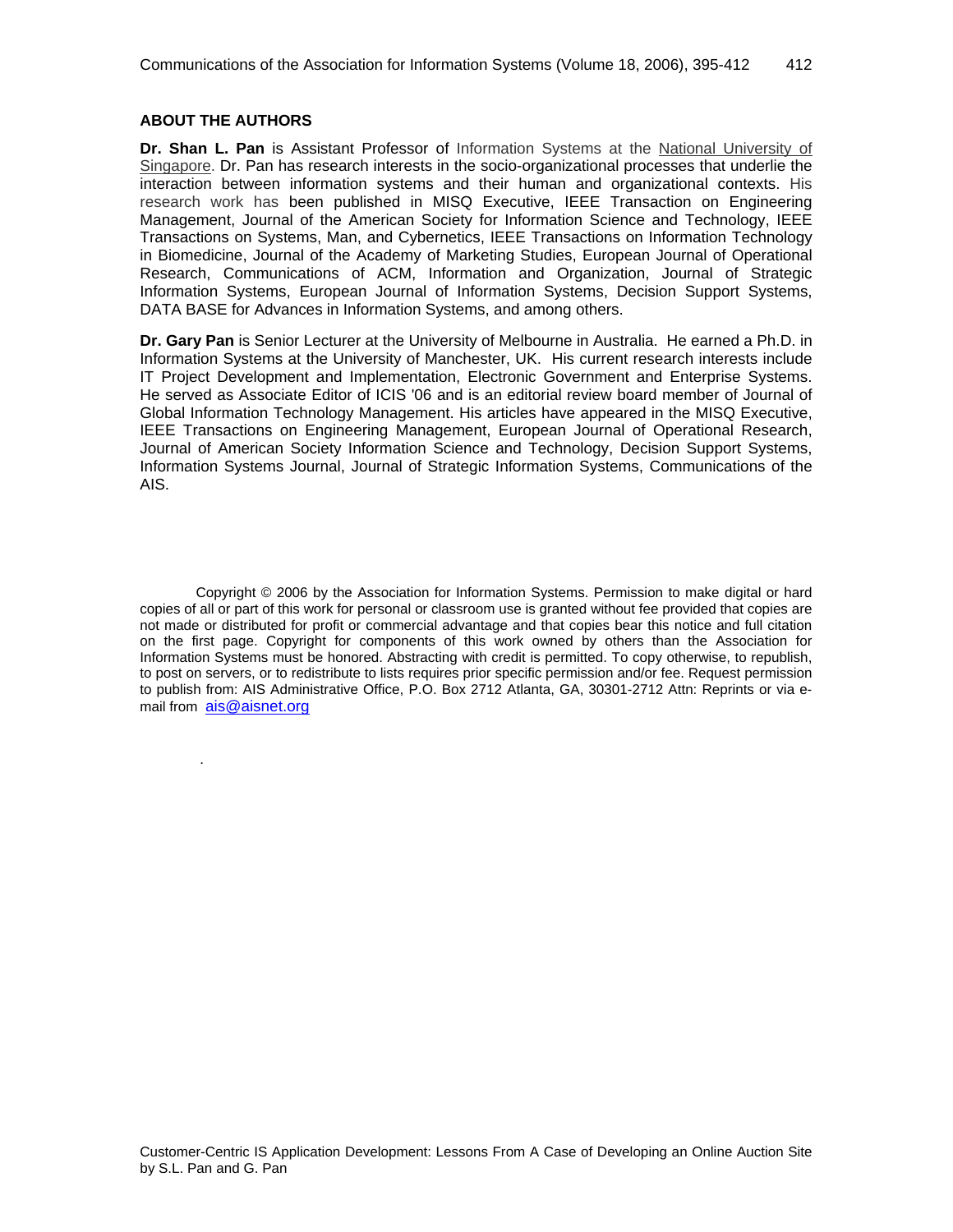## ABOUT THE AUTHORS

**Dr. Shan L. Pan** is Assistant Professor of Information Systems at the National University of Singapore. Dr. Pan has research interests in the socio-organizational processes that underlie the interaction between information systems and their human and organizational contexts. His research work has been published in MISQ Executive, IEEE Transaction on Engineering Management, Journal of the American Society for Information Science and Technology, IEEE Transactions on Systems, Man, and Cybernetics, IEEE Transactions on Information Technology in Biomedicine, Journal of the Academy of Marketing Studies, European Journal of Operational Research, Communications of ACM, Information and Organization, Journal of Strategic Information Systems, European Journal of Information Systems, Decision Support Systems, DATA BASE for Advances in Information Systems, and among others.

**Dr. Gary Pan** is Senior Lecturer at the University of Melbourne in Australia. He earned a Ph.D. in Information Systems at the University of Manchester, UK. His current research interests include IT Project Development and Implementation, Electronic Government and Enterprise Systems. He served as Associate Editor of ICIS '06 and is an editorial review board member of Journal of Global Information Technology Management. His articles have appeared in the MISQ Executive, IEEE Transactions on Engineering Management, European Journal of Operational Research, Journal of American Society Information Science and Technology, Decision Support Systems, Information Systems Journal, Journal of Strategic Information Systems, Communications of the AIS.

Copyright © 2006 by the Association for Information Systems. Permission to make digital or hard copies of all or part of this work for personal or classroom use is granted without fee provided that copies are not made or distributed for profit or commercial advantage and that copies bear this notice and full citation on the first page. Copyright for components of this work owned by others than the Association for Information Systems must be honored. Abstracting with credit is permitted. To copy otherwise, to republish, to post on servers, or to redistribute to lists requires prior specific permission and/or fee. Request permission to publish from: AIS Administrative Office, P.O. Box 2712 Atlanta, GA, 30301-2712 Attn: Reprints or via e-mail from ais@aisnet.org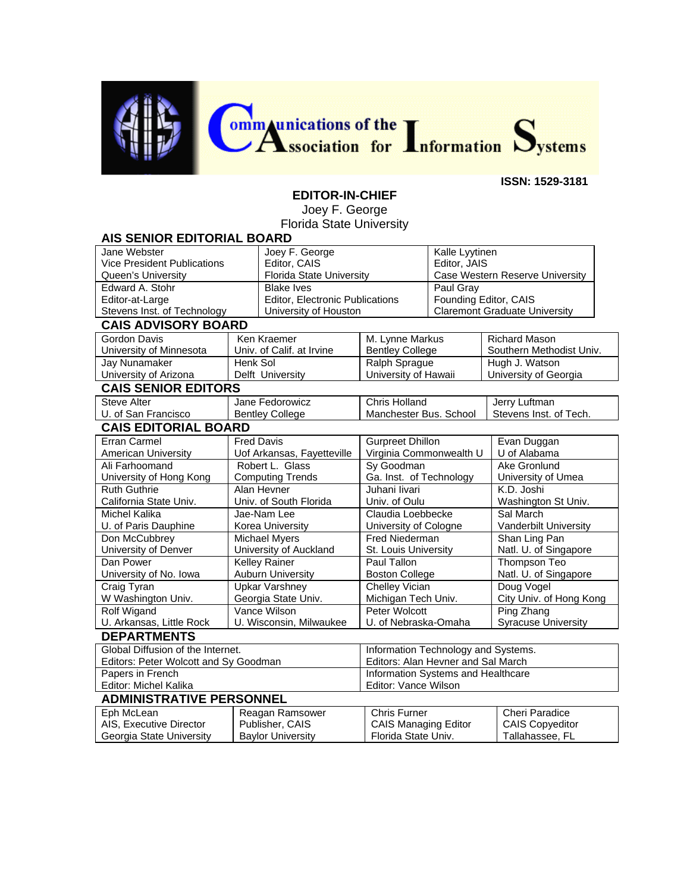# Communications of the Association for Information Systems

**ISSN: 1529-3181**

**EDITOR-IN-CHIEF**
Joey F. George
Florida State University

## AIS SENIOR EDITORIAL BOARD

| | | |
|---|---|---|
| Jane Webster<br>Vice President Publications<br>Queen's University | Joey F. George<br>Editor, CAIS<br>Florida State University | Kalle Lyytinen<br>Editor, JAIS<br>Case Western Reserve University |
| Edward A. Stohr<br>Editor-at-Large<br>Stevens Inst. of Technology | Blake Ives<br>Editor, Electronic Publications<br>University of Houston | Paul Gray<br>Founding Editor, CAIS<br>Claremont Graduate University |

## CAIS ADVISORY BOARD

| | | | |
|---|---|---|---|
| Gordon Davis<br>University of Minnesota | Ken Kraemer<br>Univ. of Calif. at Irvine | M. Lynne Markus<br>Bentley College | Richard Mason<br>Southern Methodist Univ. |
| Jay Nunamaker<br>University of Arizona | Henk Sol<br>Delft University | Ralph Sprague<br>University of Hawaii | Hugh J. Watson<br>University of Georgia |

## CAIS SENIOR EDITORS

| | | | |
|---|---|---|---|
| Steve Alter<br>U. of San Francisco | Jane Fedorowicz<br>Bentley College | Chris Holland<br>Manchester Bus. School | Jerry Luftman<br>Stevens Inst. of Tech. |

## CAIS EDITORIAL BOARD

| | | | |
|---|---|---|---|
| Erran Carmel<br>American University | Fred Davis<br>Uof Arkansas, Fayetteville | Gurpreet Dhillon<br>Virginia Commonwealth U | Evan Duggan<br>U of Alabama |
| Ali Farhoomand<br>University of Hong Kong | Robert L. Glass<br>Computing Trends | Sy Goodman<br>Ga. Inst. of Technology | Ake Gronlund<br>University of Umea |
| Ruth Guthrie<br>California State Univ. | Alan Hevner<br>Univ. of South Florida | Juhani Iivari<br>Univ. of Oulu | K.D. Joshi<br>Washington St Univ. |
| Michel Kalika<br>U. of Paris Dauphine | Jae-Nam Lee<br>Korea University | Claudia Loebbecke<br>University of Cologne | Sal March<br>Vanderbilt University |
| Don McCubbrey<br>University of Denver | Michael Myers<br>University of Auckland | Fred Niederman<br>St. Louis University | Shan Ling Pan<br>Natl. U. of Singapore |
| Dan Power<br>University of No. Iowa | Kelley Rainer<br>Auburn University | Paul Tallon<br>Boston College | Thompson Teo<br>Natl. U. of Singapore |
| Craig Tyran<br>W Washington Univ. | Upkar Varshney<br>Georgia State Univ. | Chelley Vician<br>Michigan Tech Univ. | Doug Vogel<br>City Univ. of Hong Kong |
| Rolf Wigand<br>U. Arkansas, Little Rock | Vance Wilson<br>U. Wisconsin, Milwaukee | Peter Wolcott<br>U. of Nebraska-Omaha | Ping Zhang<br>Syracuse University |

## DEPARTMENTS

| | |
|---|---|
| Global Diffusion of the Internet.<br>Editors: Peter Wolcott and Sy Goodman | Information Technology and Systems.<br>Editors: Alan Hevner and Sal March |
| Papers in French<br>Editor: Michel Kalika | Information Systems and Healthcare<br>Editor: Vance Wilson |

## ADMINISTRATIVE PERSONNEL

| | | | |
|---|---|---|---|
| Eph McLean<br>AIS, Executive Director<br>Georgia State University | Reagan Ramsower<br>Publisher, CAIS<br>Baylor University | Chris Furner<br>CAIS Managing Editor<br>Florida State Univ. | Cheri Paradice<br>CAIS Copyeditor<br>Tallahassee, FL |